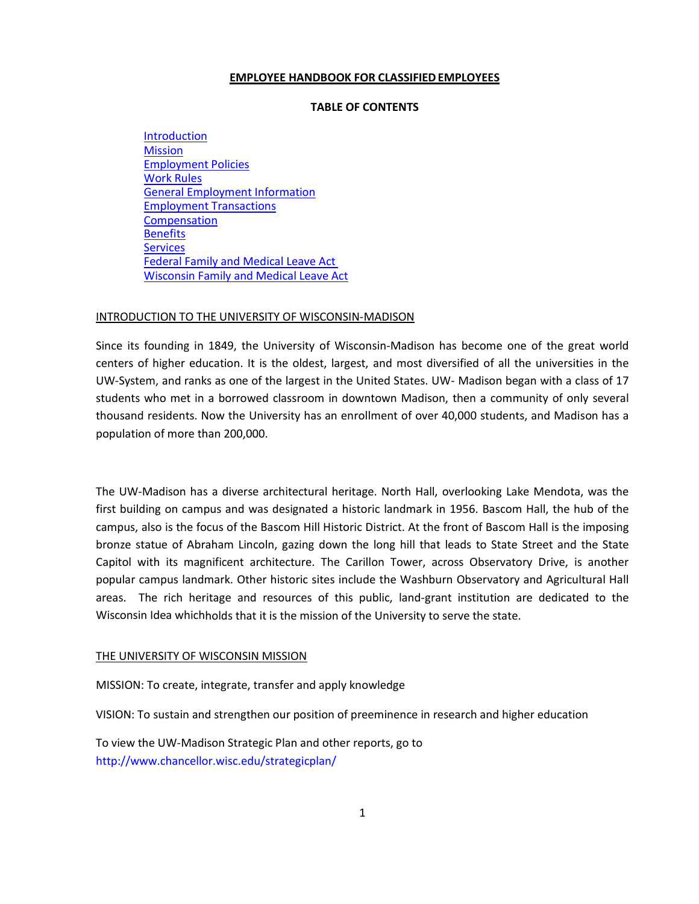# EMPLOYEE HANDBOOK FOR CLASSIFIED EMPLOYEES

## TABLE OF CONTENTS

- Introduction
- Mission
- Employment Policies
- Work Rules
- General Employment Information
- Employment Transactions
- Compensation
- Benefits
- Services
- Federal Family and Medical Leave Act
- Wisconsin Family and Medical Leave Act

## INTRODUCTION TO THE UNIVERSITY OF WISCONSIN-MADISON

Since its founding in 1849, the University of Wisconsin-Madison has become one of the great world centers of higher education. It is the oldest, largest, and most diversified of all the universities in the UW-System, and ranks as one of the largest in the United States. UW- Madison began with a class of 17 students who met in a borrowed classroom in downtown Madison, then a community of only several thousand residents. Now the University has an enrollment of over 40,000 students, and Madison has a population of more than 200,000.

The UW-Madison has a diverse architectural heritage. North Hall, overlooking Lake Mendota, was the first building on campus and was designated a historic landmark in 1956. Bascom Hall, the hub of the campus, also is the focus of the Bascom Hill Historic District. At the front of Bascom Hall is the imposing bronze statue of Abraham Lincoln, gazing down the long hill that leads to State Street and the State Capitol with its magnificent architecture. The Carillon Tower, across Observatory Drive, is another popular campus landmark. Other historic sites include the Washburn Observatory and Agricultural Hall areas. The rich heritage and resources of this public, land-grant institution are dedicated to the Wisconsin Idea whichholds that it is the mission of the University to serve the state.

## THE UNIVERSITY OF WISCONSIN MISSION

MISSION: To create, integrate, transfer and apply knowledge

VISION: To sustain and strengthen our position of preeminence in research and higher education

To view the UW-Madison Strategic Plan and other reports, go to http://www.chancellor.wisc.edu/strategicplan/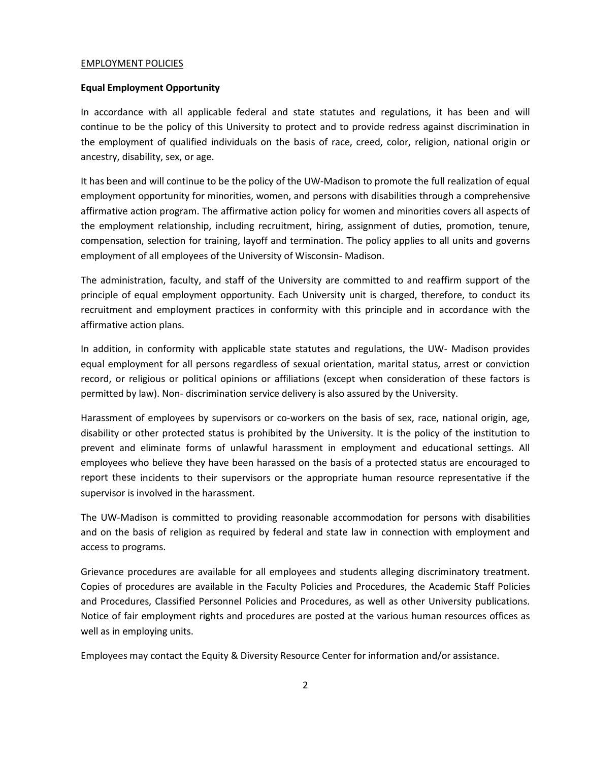EMPLOYMENT POLICIES

**Equal Employment Opportunity**

In accordance with all applicable federal and state statutes and regulations, it has been and will continue to be the policy of this University to protect and to provide redress against discrimination in the employment of qualified individuals on the basis of race, creed, color, religion, national origin or ancestry, disability, sex, or age.

It has been and will continue to be the policy of the UW-Madison to promote the full realization of equal employment opportunity for minorities, women, and persons with disabilities through a comprehensive affirmative action program. The affirmative action policy for women and minorities covers all aspects of the employment relationship, including recruitment, hiring, assignment of duties, promotion, tenure, compensation, selection for training, layoff and termination. The policy applies to all units and governs employment of all employees of the University of Wisconsin- Madison.

The administration, faculty, and staff of the University are committed to and reaffirm support of the principle of equal employment opportunity. Each University unit is charged, therefore, to conduct its recruitment and employment practices in conformity with this principle and in accordance with the affirmative action plans.

In addition, in conformity with applicable state statutes and regulations, the UW- Madison provides equal employment for all persons regardless of sexual orientation, marital status, arrest or conviction record, or religious or political opinions or affiliations (except when consideration of these factors is permitted by law). Non- discrimination service delivery is also assured by the University.

Harassment of employees by supervisors or co-workers on the basis of sex, race, national origin, age, disability or other protected status is prohibited by the University. It is the policy of the institution to prevent and eliminate forms of unlawful harassment in employment and educational settings. All employees who believe they have been harassed on the basis of a protected status are encouraged to report these incidents to their supervisors or the appropriate human resource representative if the supervisor is involved in the harassment.

The UW-Madison is committed to providing reasonable accommodation for persons with disabilities and on the basis of religion as required by federal and state law in connection with employment and access to programs.

Grievance procedures are available for all employees and students alleging discriminatory treatment. Copies of procedures are available in the Faculty Policies and Procedures, the Academic Staff Policies and Procedures, Classified Personnel Policies and Procedures, as well as other University publications. Notice of fair employment rights and procedures are posted at the various human resources offices as well as in employing units.

Employees may contact the Equity & Diversity Resource Center for information and/or assistance.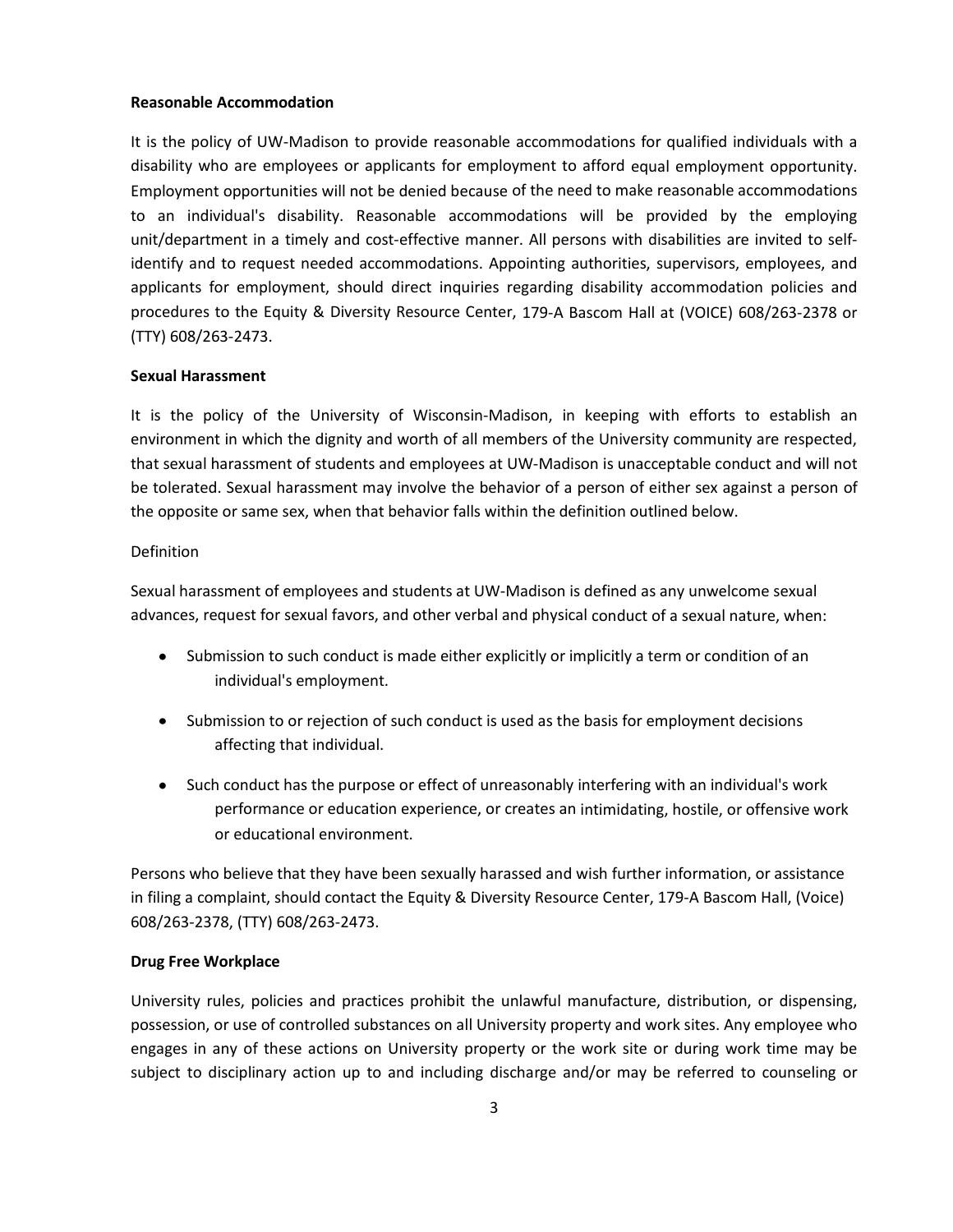**Reasonable Accommodation**

It is the policy of UW-Madison to provide reasonable accommodations for qualified individuals with a disability who are employees or applicants for employment to afford equal employment opportunity. Employment opportunities will not be denied because of the need to make reasonable accommodations to an individual's disability. Reasonable accommodations will be provided by the employing unit/department in a timely and cost-effective manner. All persons with disabilities are invited to self-identify and to request needed accommodations. Appointing authorities, supervisors, employees, and applicants for employment, should direct inquiries regarding disability accommodation policies and procedures to the Equity & Diversity Resource Center, 179-A Bascom Hall at (VOICE) 608/263-2378 or (TTY) 608/263-2473.

**Sexual Harassment**

It is the policy of the University of Wisconsin-Madison, in keeping with efforts to establish an environment in which the dignity and worth of all members of the University community are respected, that sexual harassment of students and employees at UW-Madison is unacceptable conduct and will not be tolerated. Sexual harassment may involve the behavior of a person of either sex against a person of the opposite or same sex, when that behavior falls within the definition outlined below.

Definition

Sexual harassment of employees and students at UW-Madison is defined as any unwelcome sexual advances, request for sexual favors, and other verbal and physical conduct of a sexual nature, when:

- Submission to such conduct is made either explicitly or implicitly a term or condition of an individual's employment.
- Submission to or rejection of such conduct is used as the basis for employment decisions affecting that individual.
- Such conduct has the purpose or effect of unreasonably interfering with an individual's work performance or education experience, or creates an intimidating, hostile, or offensive work or educational environment.

Persons who believe that they have been sexually harassed and wish further information, or assistance in filing a complaint, should contact the Equity & Diversity Resource Center, 179-A Bascom Hall, (Voice) 608/263-2378, (TTY) 608/263-2473.

**Drug Free Workplace**

University rules, policies and practices prohibit the unlawful manufacture, distribution, or dispensing, possession, or use of controlled substances on all University property and work sites. Any employee who engages in any of these actions on University property or the work site or during work time may be subject to disciplinary action up to and including discharge and/or may be referred to counseling or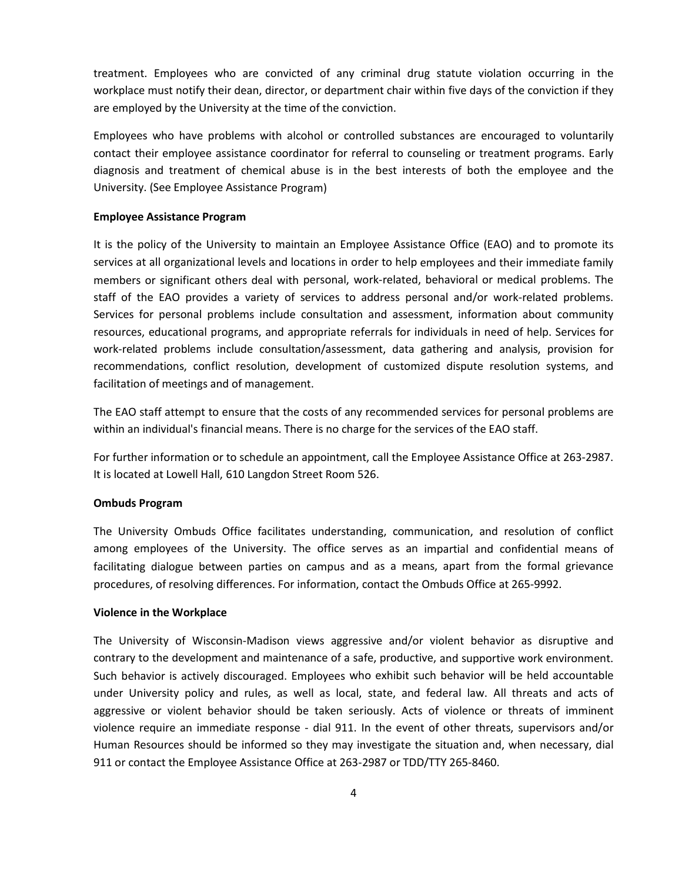treatment. Employees who are convicted of any criminal drug statute violation occurring in the workplace must notify their dean, director, or department chair within five days of the conviction if they are employed by the University at the time of the conviction.

Employees who have problems with alcohol or controlled substances are encouraged to voluntarily contact their employee assistance coordinator for referral to counseling or treatment programs. Early diagnosis and treatment of chemical abuse is in the best interests of both the employee and the University. (See Employee Assistance Program)

**Employee Assistance Program**

It is the policy of the University to maintain an Employee Assistance Office (EAO) and to promote its services at all organizational levels and locations in order to help employees and their immediate family members or significant others deal with personal, work-related, behavioral or medical problems. The staff of the EAO provides a variety of services to address personal and/or work-related problems. Services for personal problems include consultation and assessment, information about community resources, educational programs, and appropriate referrals for individuals in need of help. Services for work-related problems include consultation/assessment, data gathering and analysis, provision for recommendations, conflict resolution, development of customized dispute resolution systems, and facilitation of meetings and of management.

The EAO staff attempt to ensure that the costs of any recommended services for personal problems are within an individual's financial means. There is no charge for the services of the EAO staff.

For further information or to schedule an appointment, call the Employee Assistance Office at 263-2987. It is located at Lowell Hall, 610 Langdon Street Room 526.

**Ombuds Program**

The University Ombuds Office facilitates understanding, communication, and resolution of conflict among employees of the University. The office serves as an impartial and confidential means of facilitating dialogue between parties on campus and as a means, apart from the formal grievance procedures, of resolving differences. For information, contact the Ombuds Office at 265-9992.

**Violence in the Workplace**

The University of Wisconsin-Madison views aggressive and/or violent behavior as disruptive and contrary to the development and maintenance of a safe, productive, and supportive work environment. Such behavior is actively discouraged. Employees who exhibit such behavior will be held accountable under University policy and rules, as well as local, state, and federal law. All threats and acts of aggressive or violent behavior should be taken seriously. Acts of violence or threats of imminent violence require an immediate response - dial 911. In the event of other threats, supervisors and/or Human Resources should be informed so they may investigate the situation and, when necessary, dial 911 or contact the Employee Assistance Office at 263-2987 or TDD/TTY 265-8460.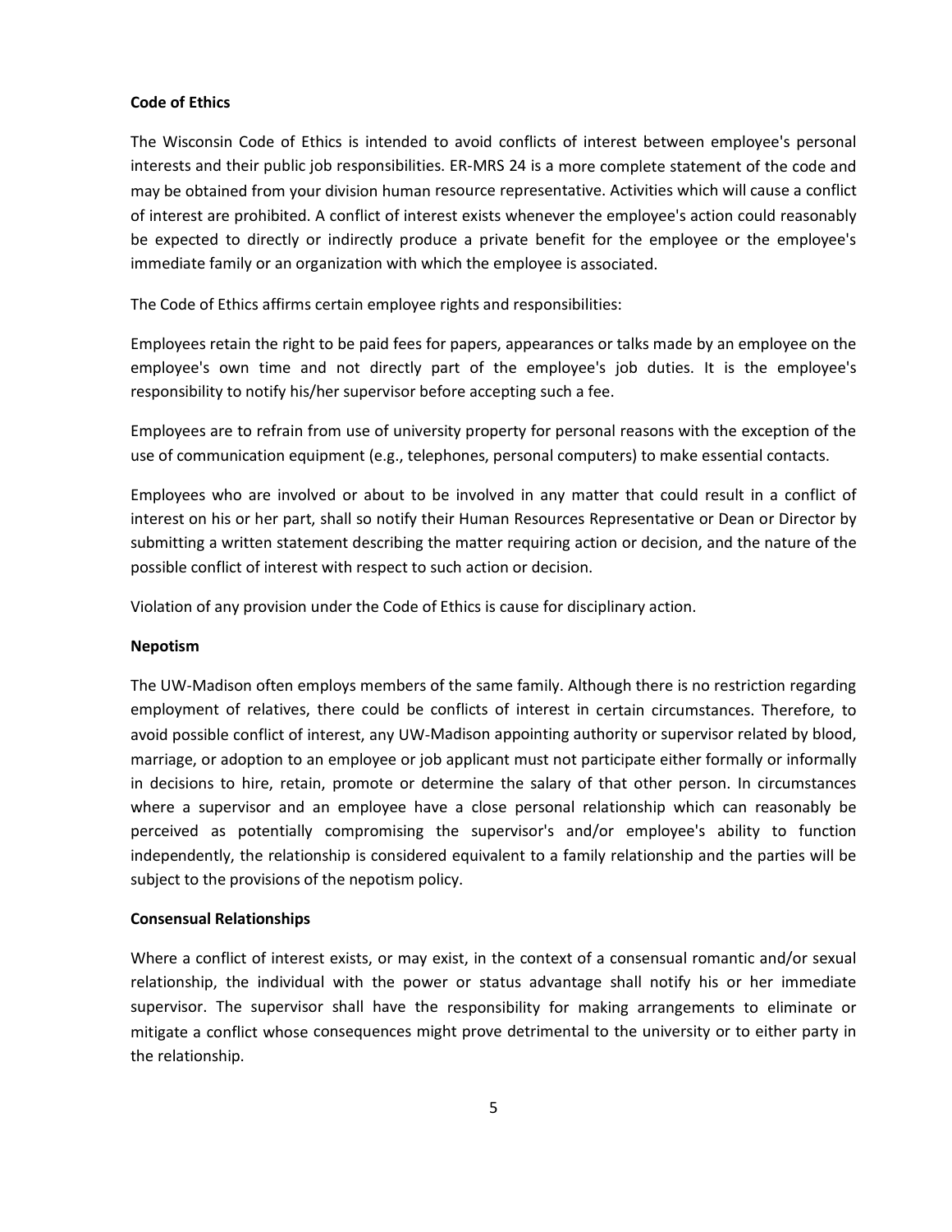**Code of Ethics**

The Wisconsin Code of Ethics is intended to avoid conflicts of interest between employee's personal interests and their public job responsibilities. ER-MRS 24 is a more complete statement of the code and may be obtained from your division human resource representative. Activities which will cause a conflict of interest are prohibited. A conflict of interest exists whenever the employee's action could reasonably be expected to directly or indirectly produce a private benefit for the employee or the employee's immediate family or an organization with which the employee is associated.

The Code of Ethics affirms certain employee rights and responsibilities:

Employees retain the right to be paid fees for papers, appearances or talks made by an employee on the employee's own time and not directly part of the employee's job duties. It is the employee's responsibility to notify his/her supervisor before accepting such a fee.

Employees are to refrain from use of university property for personal reasons with the exception of the use of communication equipment (e.g., telephones, personal computers) to make essential contacts.

Employees who are involved or about to be involved in any matter that could result in a conflict of interest on his or her part, shall so notify their Human Resources Representative or Dean or Director by submitting a written statement describing the matter requiring action or decision, and the nature of the possible conflict of interest with respect to such action or decision.

Violation of any provision under the Code of Ethics is cause for disciplinary action.

**Nepotism**

The UW-Madison often employs members of the same family. Although there is no restriction regarding employment of relatives, there could be conflicts of interest in certain circumstances. Therefore, to avoid possible conflict of interest, any UW-Madison appointing authority or supervisor related by blood, marriage, or adoption to an employee or job applicant must not participate either formally or informally in decisions to hire, retain, promote or determine the salary of that other person. In circumstances where a supervisor and an employee have a close personal relationship which can reasonably be perceived as potentially compromising the supervisor's and/or employee's ability to function independently, the relationship is considered equivalent to a family relationship and the parties will be subject to the provisions of the nepotism policy.

**Consensual Relationships**

Where a conflict of interest exists, or may exist, in the context of a consensual romantic and/or sexual relationship, the individual with the power or status advantage shall notify his or her immediate supervisor. The supervisor shall have the responsibility for making arrangements to eliminate or mitigate a conflict whose consequences might prove detrimental to the university or to either party in the relationship.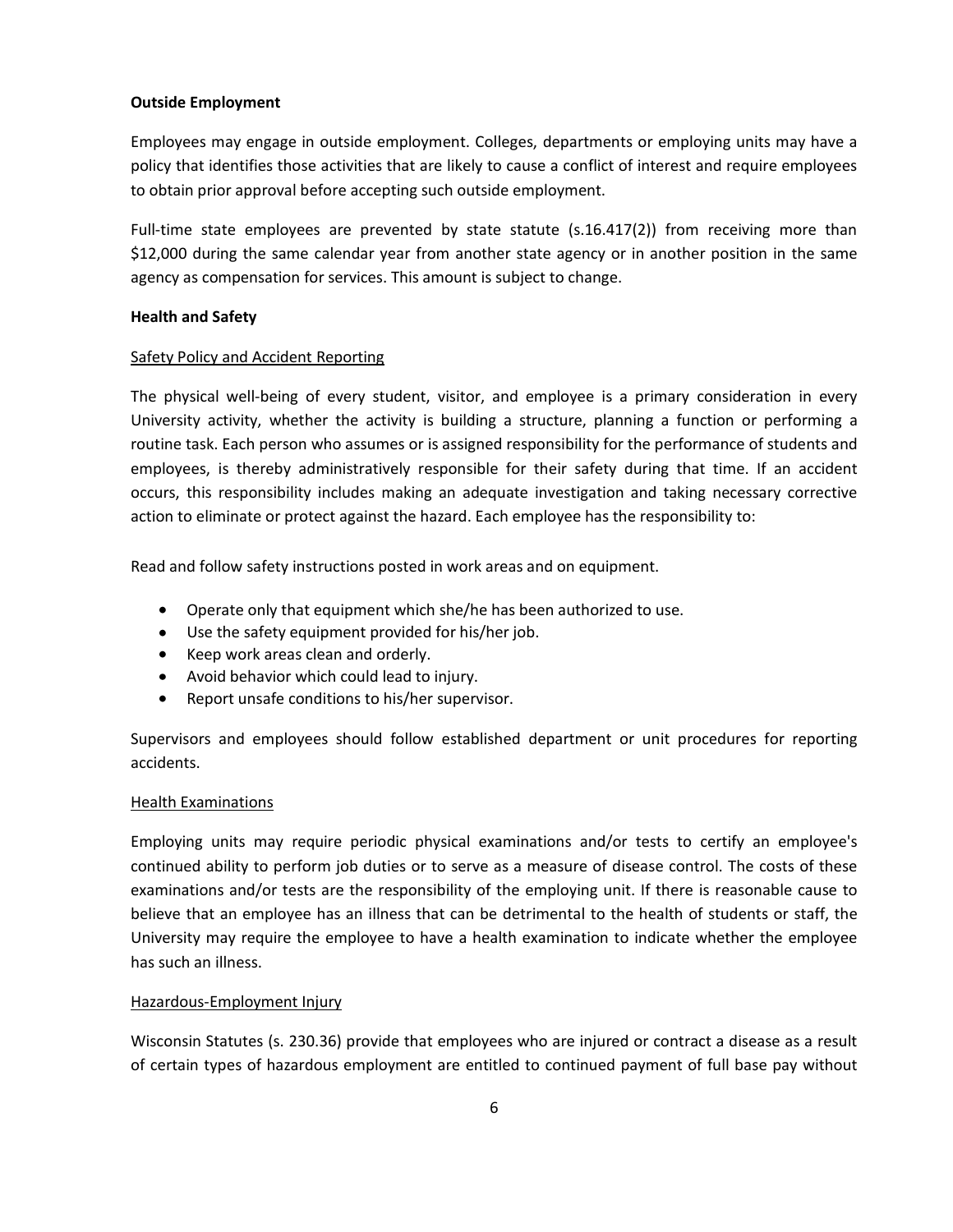**Outside Employment**

Employees may engage in outside employment. Colleges, departments or employing units may have a policy that identifies those activities that are likely to cause a conflict of interest and require employees to obtain prior approval before accepting such outside employment.

Full-time state employees are prevented by state statute (s.16.417(2)) from receiving more than $12,000 during the same calendar year from another state agency or in another position in the same agency as compensation for services. This amount is subject to change.

**Health and Safety**

Safety Policy and Accident Reporting

The physical well-being of every student, visitor, and employee is a primary consideration in every University activity, whether the activity is building a structure, planning a function or performing a routine task. Each person who assumes or is assigned responsibility for the performance of students and employees, is thereby administratively responsible for their safety during that time. If an accident occurs, this responsibility includes making an adequate investigation and taking necessary corrective action to eliminate or protect against the hazard. Each employee has the responsibility to:

Read and follow safety instructions posted in work areas and on equipment.

- Operate only that equipment which she/he has been authorized to use.
- Use the safety equipment provided for his/her job.
- Keep work areas clean and orderly.
- Avoid behavior which could lead to injury.
- Report unsafe conditions to his/her supervisor.

Supervisors and employees should follow established department or unit procedures for reporting accidents.

Health Examinations

Employing units may require periodic physical examinations and/or tests to certify an employee's continued ability to perform job duties or to serve as a measure of disease control. The costs of these examinations and/or tests are the responsibility of the employing unit. If there is reasonable cause to believe that an employee has an illness that can be detrimental to the health of students or staff, the University may require the employee to have a health examination to indicate whether the employee has such an illness.

Hazardous-Employment Injury

Wisconsin Statutes (s. 230.36) provide that employees who are injured or contract a disease as a result of certain types of hazardous employment are entitled to continued payment of full base pay without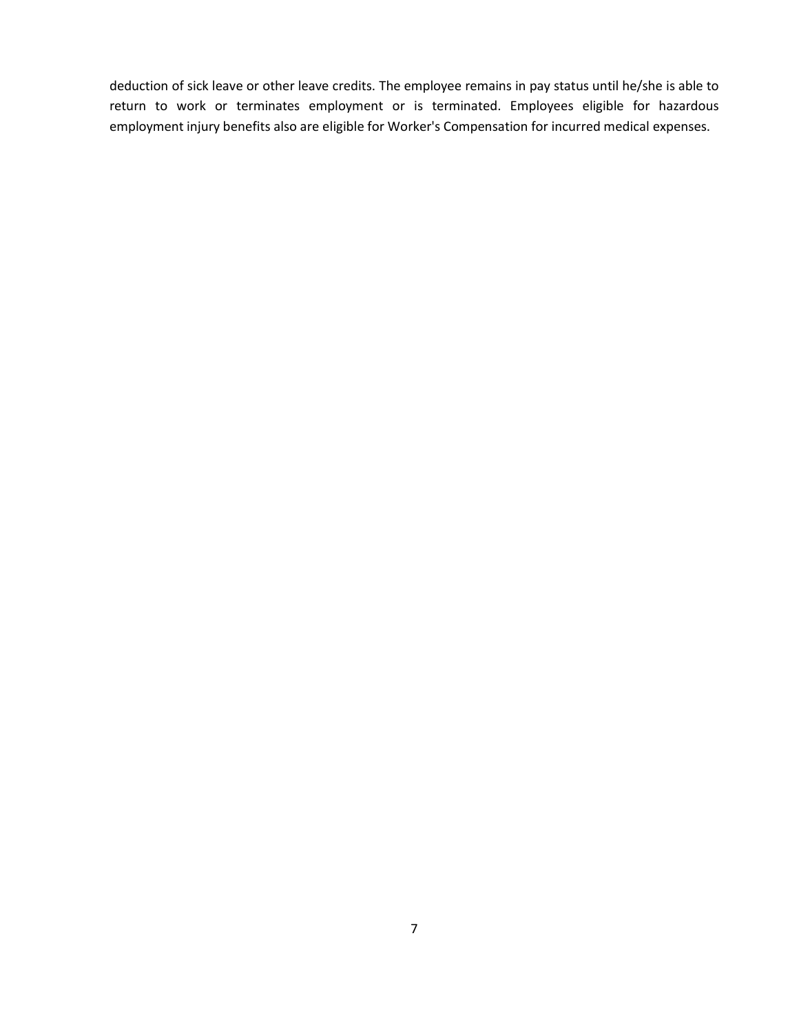deduction of sick leave or other leave credits. The employee remains in pay status until he/she is able to return to work or terminates employment or is terminated. Employees eligible for hazardous employment injury benefits also are eligible for Worker's Compensation for incurred medical expenses.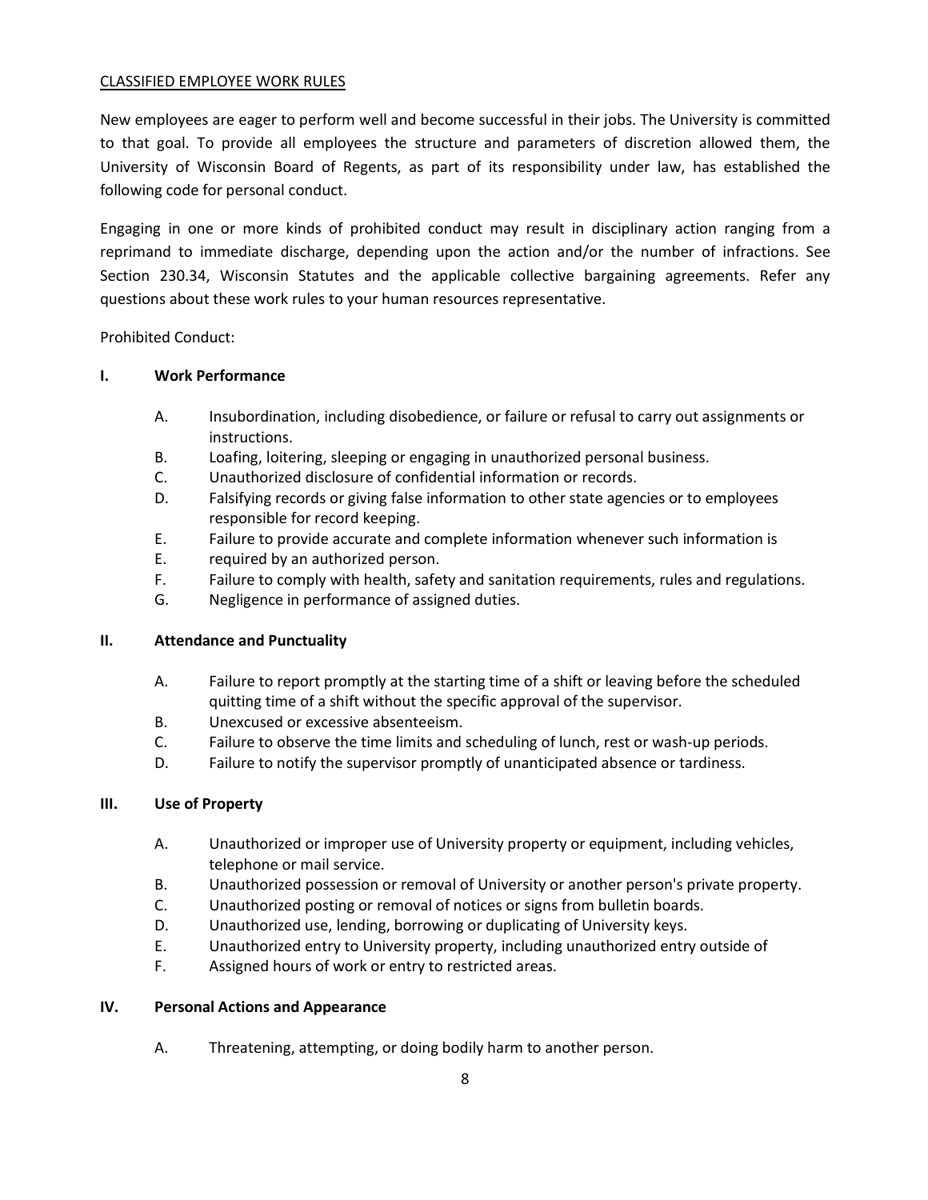CLASSIFIED EMPLOYEE WORK RULES

New employees are eager to perform well and become successful in their jobs. The University is committed to that goal. To provide all employees the structure and parameters of discretion allowed them, the University of Wisconsin Board of Regents, as part of its responsibility under law, has established the following code for personal conduct.

Engaging in one or more kinds of prohibited conduct may result in disciplinary action ranging from a reprimand to immediate discharge, depending upon the action and/or the number of infractions. See Section 230.34, Wisconsin Statutes and the applicable collective bargaining agreements. Refer any questions about these work rules to your human resources representative.

Prohibited Conduct:

**I. Work Performance**

A. Insubordination, including disobedience, or failure or refusal to carry out assignments or instructions.
B. Loafing, loitering, sleeping or engaging in unauthorized personal business.
C. Unauthorized disclosure of confidential information or records.
D. Falsifying records or giving false information to other state agencies or to employees responsible for record keeping.
E. Failure to provide accurate and complete information whenever such information is
E. required by an authorized person.
F. Failure to comply with health, safety and sanitation requirements, rules and regulations.
G. Negligence in performance of assigned duties.

**II. Attendance and Punctuality**

A. Failure to report promptly at the starting time of a shift or leaving before the scheduled quitting time of a shift without the specific approval of the supervisor.
B. Unexcused or excessive absenteeism.
C. Failure to observe the time limits and scheduling of lunch, rest or wash-up periods.
D. Failure to notify the supervisor promptly of unanticipated absence or tardiness.

**III. Use of Property**

A. Unauthorized or improper use of University property or equipment, including vehicles, telephone or mail service.
B. Unauthorized possession or removal of University or another person's private property.
C. Unauthorized posting or removal of notices or signs from bulletin boards.
D. Unauthorized use, lending, borrowing or duplicating of University keys.
E. Unauthorized entry to University property, including unauthorized entry outside of
F. Assigned hours of work or entry to restricted areas.

**IV. Personal Actions and Appearance**

A. Threatening, attempting, or doing bodily harm to another person.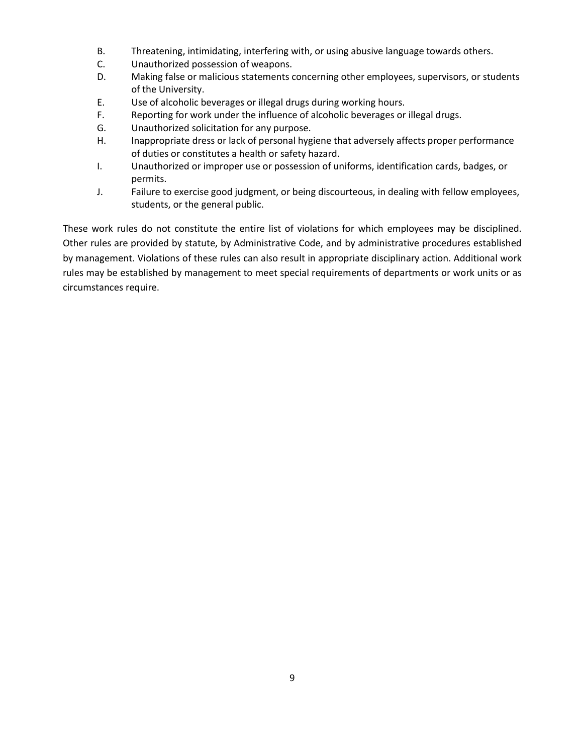B. Threatening, intimidating, interfering with, or using abusive language towards others.
C. Unauthorized possession of weapons.
D. Making false or malicious statements concerning other employees, supervisors, or students of the University.
E. Use of alcoholic beverages or illegal drugs during working hours.
F. Reporting for work under the influence of alcoholic beverages or illegal drugs.
G. Unauthorized solicitation for any purpose.
H. Inappropriate dress or lack of personal hygiene that adversely affects proper performance of duties or constitutes a health or safety hazard.
I. Unauthorized or improper use or possession of uniforms, identification cards, badges, or permits.
J. Failure to exercise good judgment, or being discourteous, in dealing with fellow employees, students, or the general public.

These work rules do not constitute the entire list of violations for which employees may be disciplined. Other rules are provided by statute, by Administrative Code, and by administrative procedures established by management. Violations of these rules can also result in appropriate disciplinary action. Additional work rules may be established by management to meet special requirements of departments or work units or as circumstances require.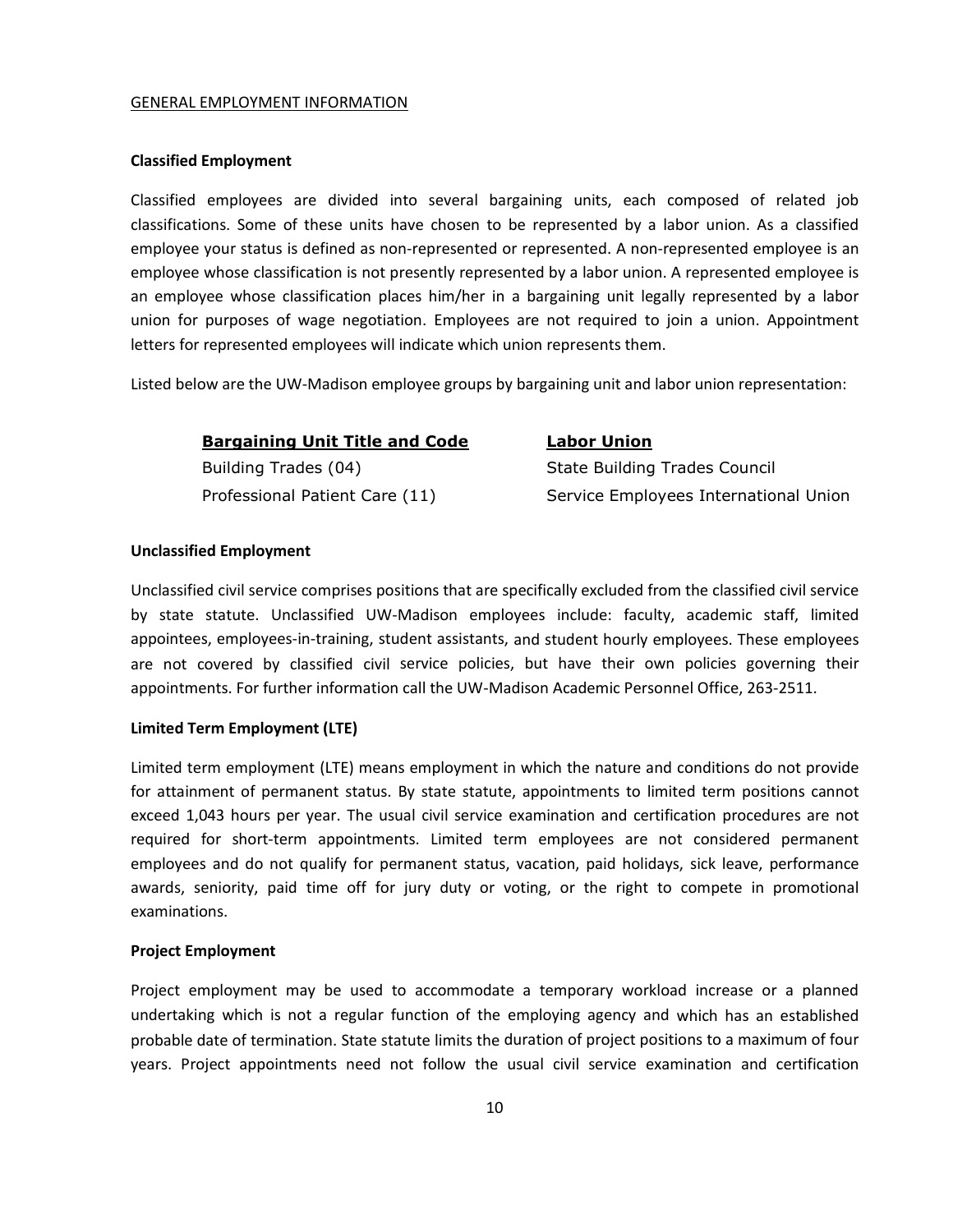GENERAL EMPLOYMENT INFORMATION

**Classified Employment**

Classified employees are divided into several bargaining units, each composed of related job classifications. Some of these units have chosen to be represented by a labor union. As a classified employee your status is defined as non-represented or represented. A non-represented employee is an employee whose classification is not presently represented by a labor union. A represented employee is an employee whose classification places him/her in a bargaining unit legally represented by a labor union for purposes of wage negotiation. Employees are not required to join a union. Appointment letters for represented employees will indicate which union represents them.

Listed below are the UW-Madison employee groups by bargaining unit and labor union representation:

| **Bargaining Unit Title and Code** | **Labor Union** |
| --- | --- |
| Building Trades (04) | State Building Trades Council |
| Professional Patient Care (11) | Service Employees International Union |

**Unclassified Employment**

Unclassified civil service comprises positions that are specifically excluded from the classified civil service by state statute. Unclassified UW-Madison employees include: faculty, academic staff, limited appointees, employees-in-training, student assistants, and student hourly employees. These employees are not covered by classified civil service policies, but have their own policies governing their appointments. For further information call the UW-Madison Academic Personnel Office, 263-2511.

**Limited Term Employment (LTE)**

Limited term employment (LTE) means employment in which the nature and conditions do not provide for attainment of permanent status. By state statute, appointments to limited term positions cannot exceed 1,043 hours per year. The usual civil service examination and certification procedures are not required for short-term appointments. Limited term employees are not considered permanent employees and do not qualify for permanent status, vacation, paid holidays, sick leave, performance awards, seniority, paid time off for jury duty or voting, or the right to compete in promotional examinations.

**Project Employment**

Project employment may be used to accommodate a temporary workload increase or a planned undertaking which is not a regular function of the employing agency and which has an established probable date of termination. State statute limits the duration of project positions to a maximum of four years. Project appointments need not follow the usual civil service examination and certification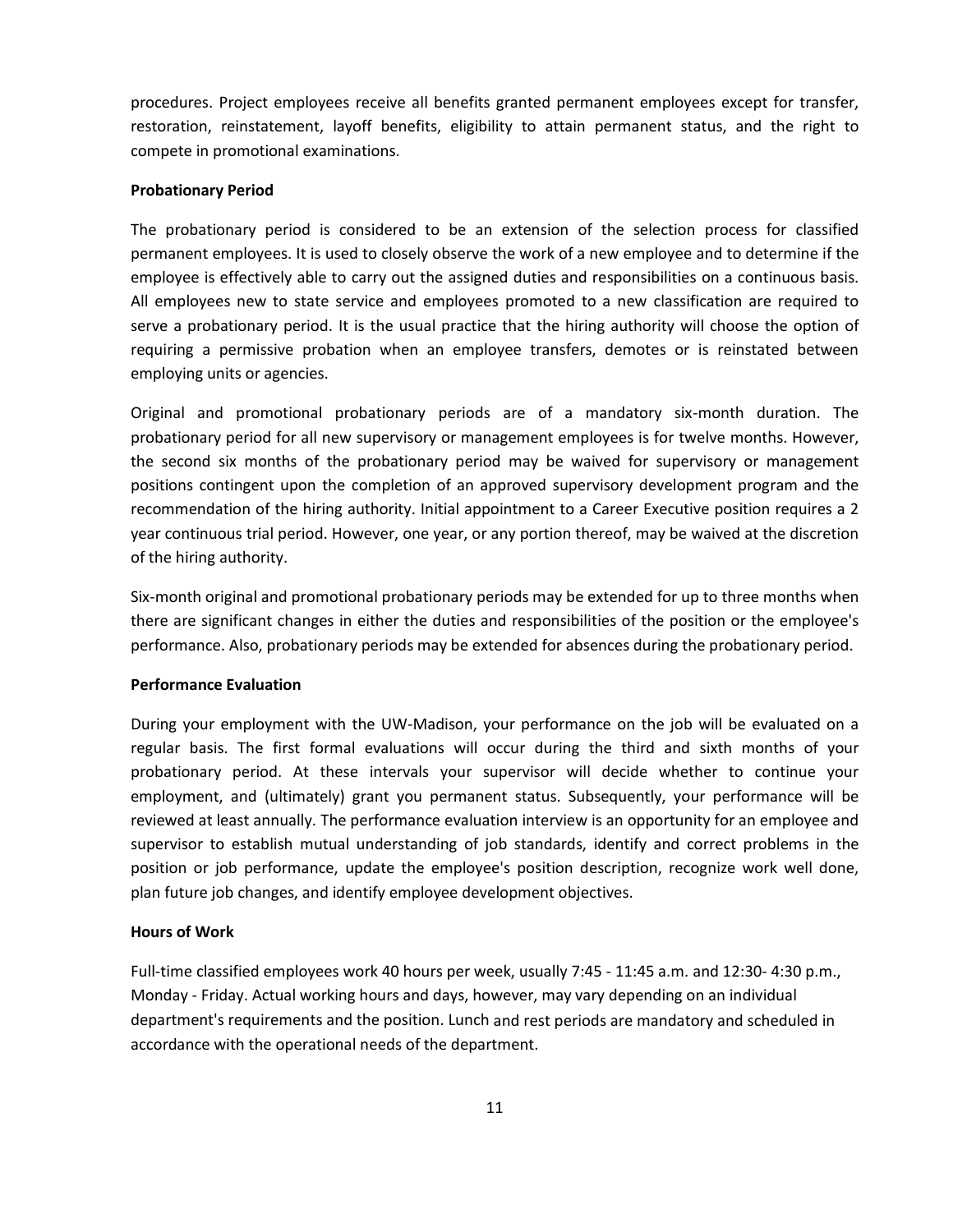procedures. Project employees receive all benefits granted permanent employees except for transfer, restoration, reinstatement, layoff benefits, eligibility to attain permanent status, and the right to compete in promotional examinations.

**Probationary Period**

The probationary period is considered to be an extension of the selection process for classified permanent employees. It is used to closely observe the work of a new employee and to determine if the employee is effectively able to carry out the assigned duties and responsibilities on a continuous basis. All employees new to state service and employees promoted to a new classification are required to serve a probationary period. It is the usual practice that the hiring authority will choose the option of requiring a permissive probation when an employee transfers, demotes or is reinstated between employing units or agencies.

Original and promotional probationary periods are of a mandatory six-month duration. The probationary period for all new supervisory or management employees is for twelve months. However, the second six months of the probationary period may be waived for supervisory or management positions contingent upon the completion of an approved supervisory development program and the recommendation of the hiring authority. Initial appointment to a Career Executive position requires a 2 year continuous trial period. However, one year, or any portion thereof, may be waived at the discretion of the hiring authority.

Six-month original and promotional probationary periods may be extended for up to three months when there are significant changes in either the duties and responsibilities of the position or the employee's performance. Also, probationary periods may be extended for absences during the probationary period.

**Performance Evaluation**

During your employment with the UW-Madison, your performance on the job will be evaluated on a regular basis. The first formal evaluations will occur during the third and sixth months of your probationary period. At these intervals your supervisor will decide whether to continue your employment, and (ultimately) grant you permanent status. Subsequently, your performance will be reviewed at least annually. The performance evaluation interview is an opportunity for an employee and supervisor to establish mutual understanding of job standards, identify and correct problems in the position or job performance, update the employee's position description, recognize work well done, plan future job changes, and identify employee development objectives.

**Hours of Work**

Full-time classified employees work 40 hours per week, usually 7:45 - 11:45 a.m. and 12:30- 4:30 p.m., Monday - Friday. Actual working hours and days, however, may vary depending on an individual department's requirements and the position. Lunch and rest periods are mandatory and scheduled in accordance with the operational needs of the department.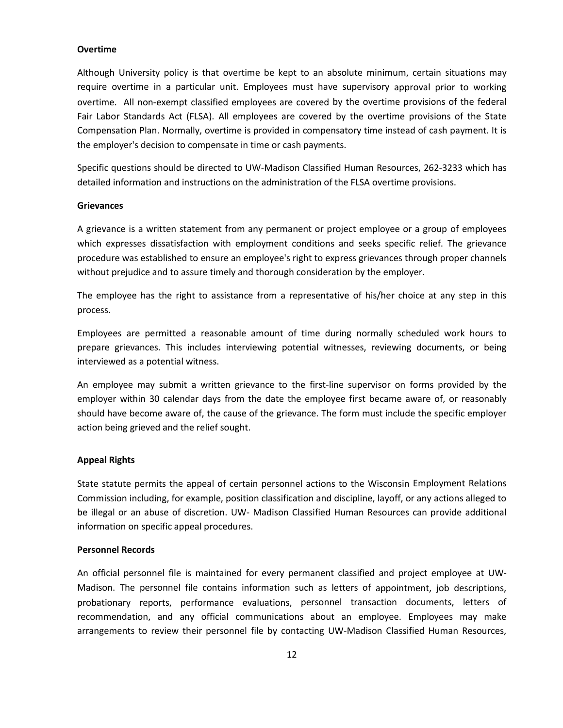**Overtime**

Although University policy is that overtime be kept to an absolute minimum, certain situations may require overtime in a particular unit. Employees must have supervisory approval prior to working overtime. All non-exempt classified employees are covered by the overtime provisions of the federal Fair Labor Standards Act (FLSA). All employees are covered by the overtime provisions of the State Compensation Plan. Normally, overtime is provided in compensatory time instead of cash payment. It is the employer's decision to compensate in time or cash payments.

Specific questions should be directed to UW-Madison Classified Human Resources, 262-3233 which has detailed information and instructions on the administration of the FLSA overtime provisions.

**Grievances**

A grievance is a written statement from any permanent or project employee or a group of employees which expresses dissatisfaction with employment conditions and seeks specific relief. The grievance procedure was established to ensure an employee's right to express grievances through proper channels without prejudice and to assure timely and thorough consideration by the employer.

The employee has the right to assistance from a representative of his/her choice at any step in this process.

Employees are permitted a reasonable amount of time during normally scheduled work hours to prepare grievances. This includes interviewing potential witnesses, reviewing documents, or being interviewed as a potential witness.

An employee may submit a written grievance to the first-line supervisor on forms provided by the employer within 30 calendar days from the date the employee first became aware of, or reasonably should have become aware of, the cause of the grievance. The form must include the specific employer action being grieved and the relief sought.

**Appeal Rights**

State statute permits the appeal of certain personnel actions to the Wisconsin Employment Relations Commission including, for example, position classification and discipline, layoff, or any actions alleged to be illegal or an abuse of discretion. UW- Madison Classified Human Resources can provide additional information on specific appeal procedures.

**Personnel Records**

An official personnel file is maintained for every permanent classified and project employee at UW-Madison. The personnel file contains information such as letters of appointment, job descriptions, probationary reports, performance evaluations, personnel transaction documents, letters of recommendation, and any official communications about an employee. Employees may make arrangements to review their personnel file by contacting UW-Madison Classified Human Resources,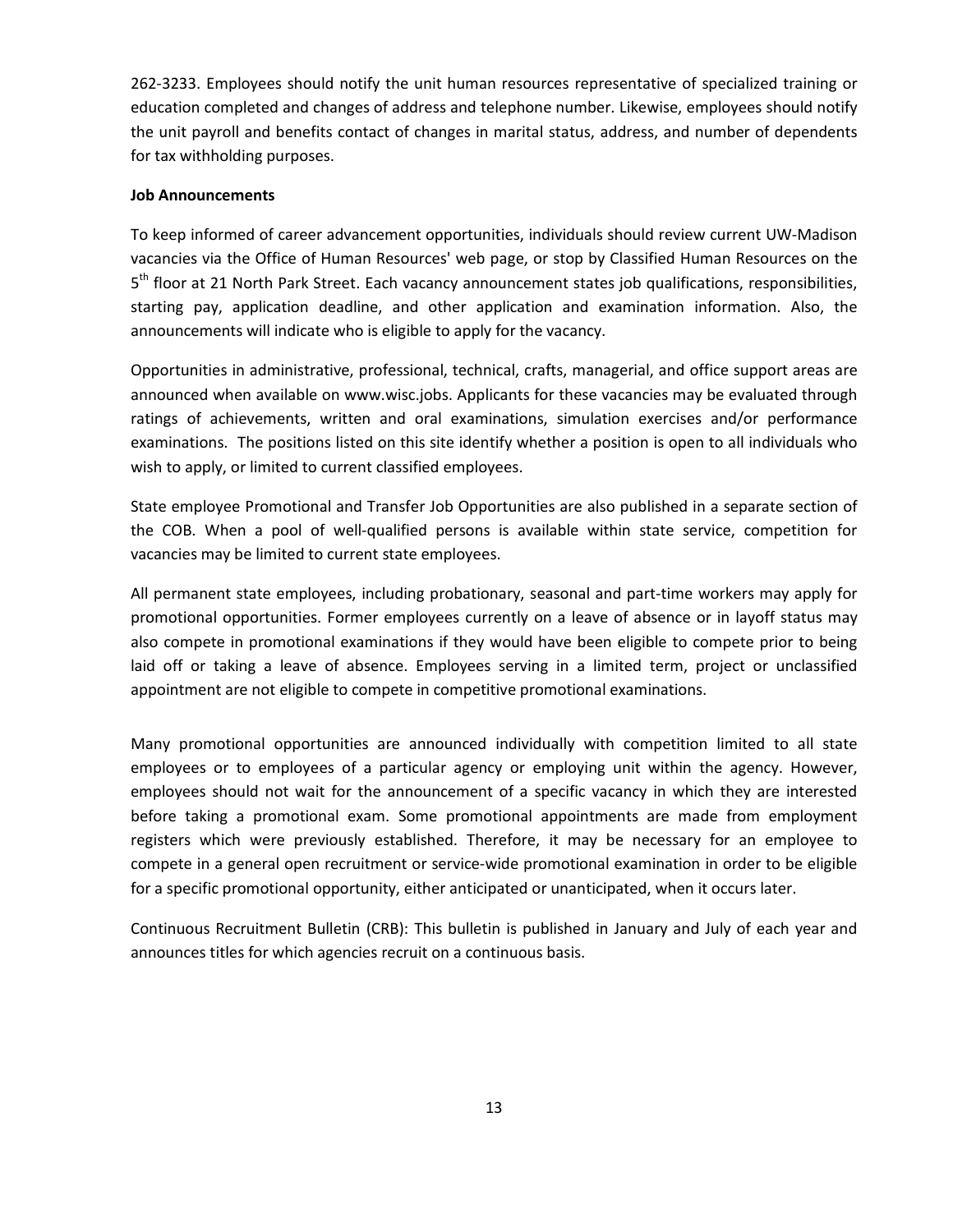262-3233. Employees should notify the unit human resources representative of specialized training or education completed and changes of address and telephone number. Likewise, employees should notify the unit payroll and benefits contact of changes in marital status, address, and number of dependents for tax withholding purposes.

**Job Announcements**

To keep informed of career advancement opportunities, individuals should review current UW-Madison vacancies via the Office of Human Resources' web page, or stop by Classified Human Resources on the 5th floor at 21 North Park Street. Each vacancy announcement states job qualifications, responsibilities, starting pay, application deadline, and other application and examination information. Also, the announcements will indicate who is eligible to apply for the vacancy.

Opportunities in administrative, professional, technical, crafts, managerial, and office support areas are announced when available on www.wisc.jobs. Applicants for these vacancies may be evaluated through ratings of achievements, written and oral examinations, simulation exercises and/or performance examinations. The positions listed on this site identify whether a position is open to all individuals who wish to apply, or limited to current classified employees.

State employee Promotional and Transfer Job Opportunities are also published in a separate section of the COB. When a pool of well-qualified persons is available within state service, competition for vacancies may be limited to current state employees.

All permanent state employees, including probationary, seasonal and part-time workers may apply for promotional opportunities. Former employees currently on a leave of absence or in layoff status may also compete in promotional examinations if they would have been eligible to compete prior to being laid off or taking a leave of absence. Employees serving in a limited term, project or unclassified appointment are not eligible to compete in competitive promotional examinations.

Many promotional opportunities are announced individually with competition limited to all state employees or to employees of a particular agency or employing unit within the agency. However, employees should not wait for the announcement of a specific vacancy in which they are interested before taking a promotional exam. Some promotional appointments are made from employment registers which were previously established. Therefore, it may be necessary for an employee to compete in a general open recruitment or service-wide promotional examination in order to be eligible for a specific promotional opportunity, either anticipated or unanticipated, when it occurs later.

Continuous Recruitment Bulletin (CRB): This bulletin is published in January and July of each year and announces titles for which agencies recruit on a continuous basis.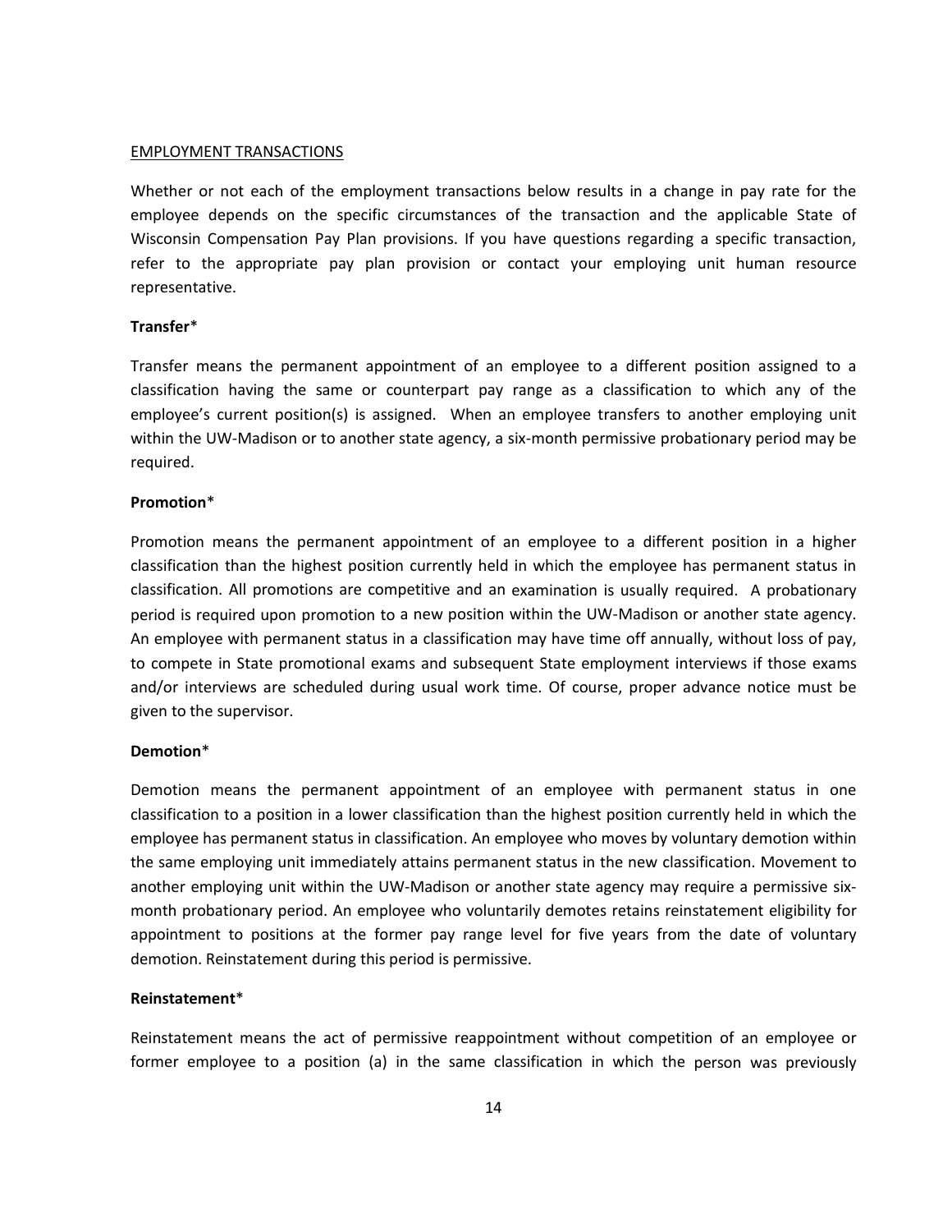EMPLOYMENT TRANSACTIONS

Whether or not each of the employment transactions below results in a change in pay rate for the employee depends on the specific circumstances of the transaction and the applicable State of Wisconsin Compensation Pay Plan provisions. If you have questions regarding a specific transaction, refer to the appropriate pay plan provision or contact your employing unit human resource representative.

**Transfer***

Transfer means the permanent appointment of an employee to a different position assigned to a classification having the same or counterpart pay range as a classification to which any of the employee's current position(s) is assigned. When an employee transfers to another employing unit within the UW-Madison or to another state agency, a six-month permissive probationary period may be required.

**Promotion***

Promotion means the permanent appointment of an employee to a different position in a higher classification than the highest position currently held in which the employee has permanent status in classification. All promotions are competitive and an examination is usually required. A probationary period is required upon promotion to a new position within the UW-Madison or another state agency. An employee with permanent status in a classification may have time off annually, without loss of pay, to compete in State promotional exams and subsequent State employment interviews if those exams and/or interviews are scheduled during usual work time. Of course, proper advance notice must be given to the supervisor.

**Demotion***

Demotion means the permanent appointment of an employee with permanent status in one classification to a position in a lower classification than the highest position currently held in which the employee has permanent status in classification. An employee who moves by voluntary demotion within the same employing unit immediately attains permanent status in the new classification. Movement to another employing unit within the UW-Madison or another state agency may require a permissive six-month probationary period. An employee who voluntarily demotes retains reinstatement eligibility for appointment to positions at the former pay range level for five years from the date of voluntary demotion. Reinstatement during this period is permissive.

**Reinstatement***

Reinstatement means the act of permissive reappointment without competition of an employee or former employee to a position (a) in the same classification in which the person was previously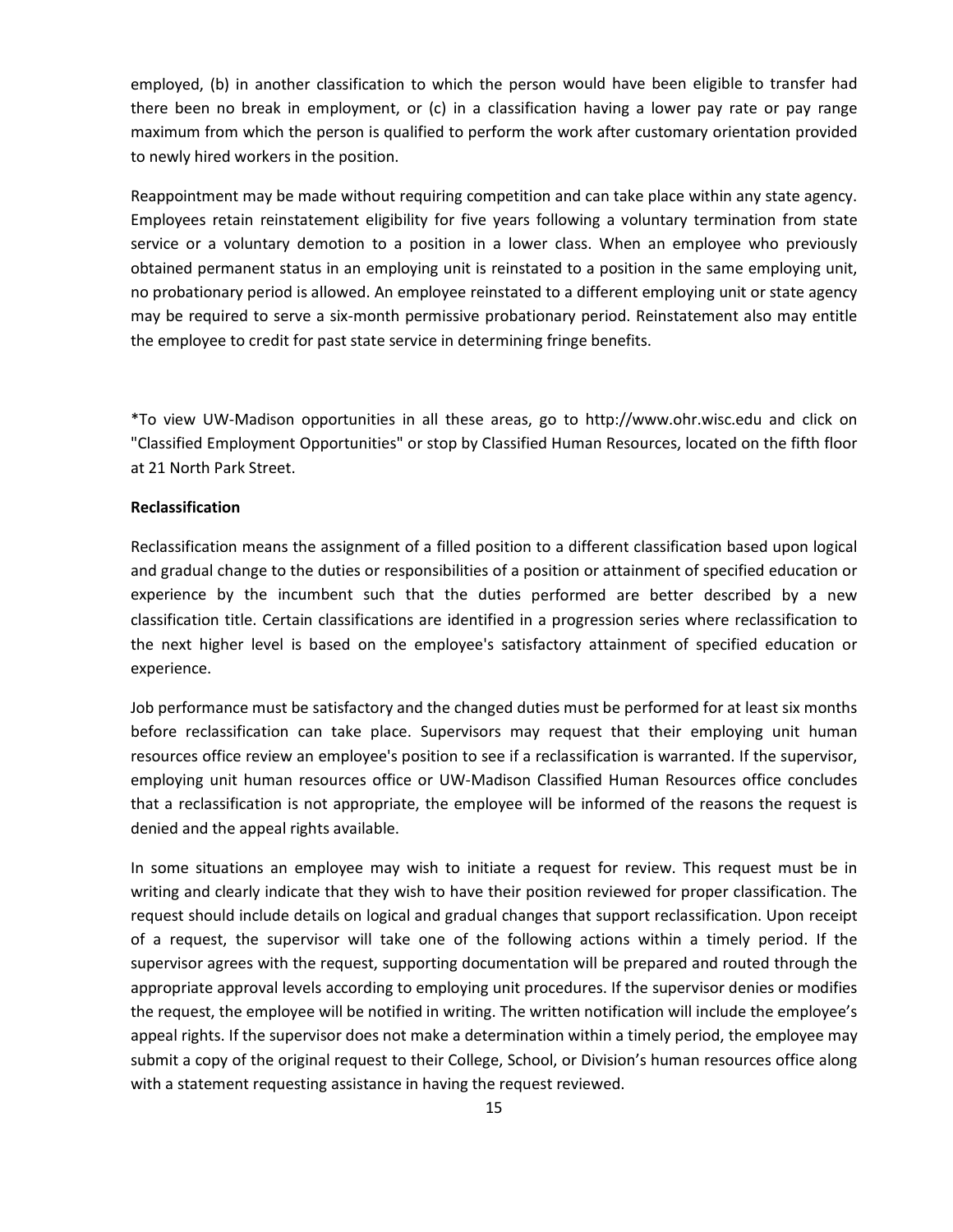employed, (b) in another classification to which the person would have been eligible to transfer had there been no break in employment, or (c) in a classification having a lower pay rate or pay range maximum from which the person is qualified to perform the work after customary orientation provided to newly hired workers in the position.

Reappointment may be made without requiring competition and can take place within any state agency. Employees retain reinstatement eligibility for five years following a voluntary termination from state service or a voluntary demotion to a position in a lower class. When an employee who previously obtained permanent status in an employing unit is reinstated to a position in the same employing unit, no probationary period is allowed. An employee reinstated to a different employing unit or state agency may be required to serve a six-month permissive probationary period. Reinstatement also may entitle the employee to credit for past state service in determining fringe benefits.

*To view UW-Madison opportunities in all these areas, go to http://www.ohr.wisc.edu and click on "Classified Employment Opportunities" or stop by Classified Human Resources, located on the fifth floor at 21 North Park Street.

**Reclassification**

Reclassification means the assignment of a filled position to a different classification based upon logical and gradual change to the duties or responsibilities of a position or attainment of specified education or experience by the incumbent such that the duties performed are better described by a new classification title. Certain classifications are identified in a progression series where reclassification to the next higher level is based on the employee's satisfactory attainment of specified education or experience.

Job performance must be satisfactory and the changed duties must be performed for at least six months before reclassification can take place. Supervisors may request that their employing unit human resources office review an employee's position to see if a reclassification is warranted. If the supervisor, employing unit human resources office or UW-Madison Classified Human Resources office concludes that a reclassification is not appropriate, the employee will be informed of the reasons the request is denied and the appeal rights available.

In some situations an employee may wish to initiate a request for review. This request must be in writing and clearly indicate that they wish to have their position reviewed for proper classification. The request should include details on logical and gradual changes that support reclassification. Upon receipt of a request, the supervisor will take one of the following actions within a timely period. If the supervisor agrees with the request, supporting documentation will be prepared and routed through the appropriate approval levels according to employing unit procedures. If the supervisor denies or modifies the request, the employee will be notified in writing. The written notification will include the employee's appeal rights. If the supervisor does not make a determination within a timely period, the employee may submit a copy of the original request to their College, School, or Division's human resources office along with a statement requesting assistance in having the request reviewed.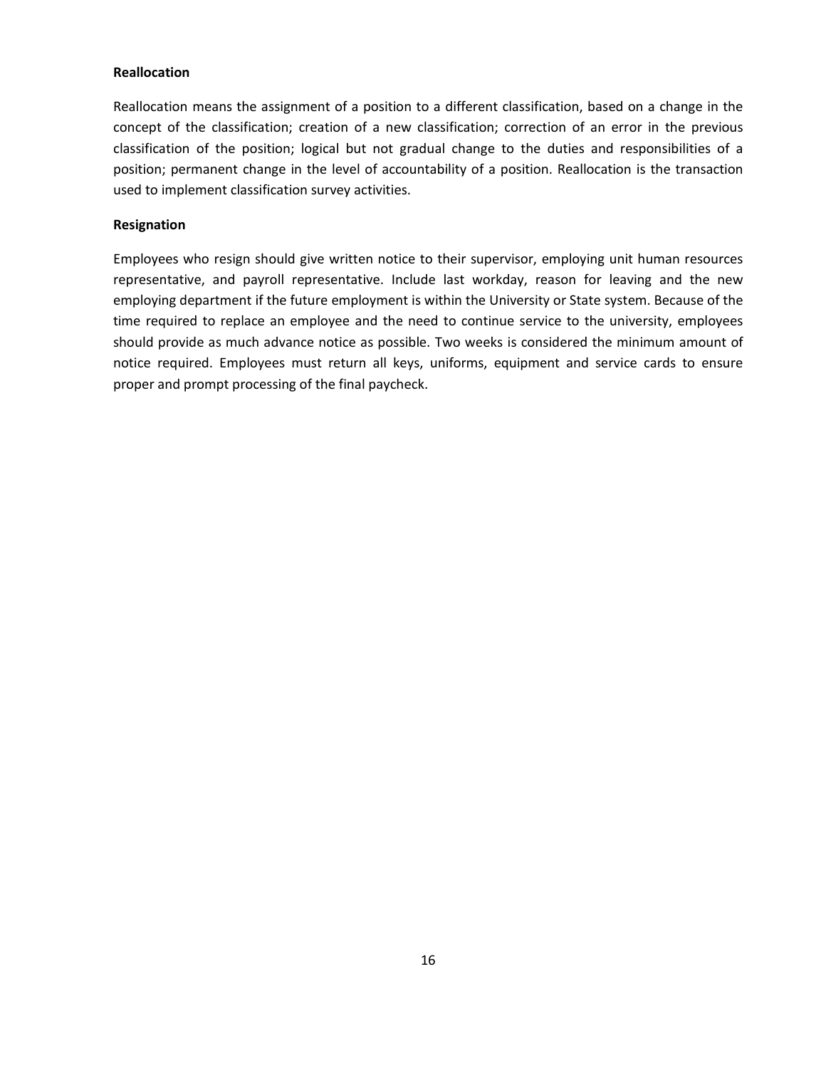**Reallocation**

Reallocation means the assignment of a position to a different classification, based on a change in the concept of the classification; creation of a new classification; correction of an error in the previous classification of the position; logical but not gradual change to the duties and responsibilities of a position; permanent change in the level of accountability of a position. Reallocation is the transaction used to implement classification survey activities.

**Resignation**

Employees who resign should give written notice to their supervisor, employing unit human resources representative, and payroll representative. Include last workday, reason for leaving and the new employing department if the future employment is within the University or State system. Because of the time required to replace an employee and the need to continue service to the university, employees should provide as much advance notice as possible. Two weeks is considered the minimum amount of notice required. Employees must return all keys, uniforms, equipment and service cards to ensure proper and prompt processing of the final paycheck.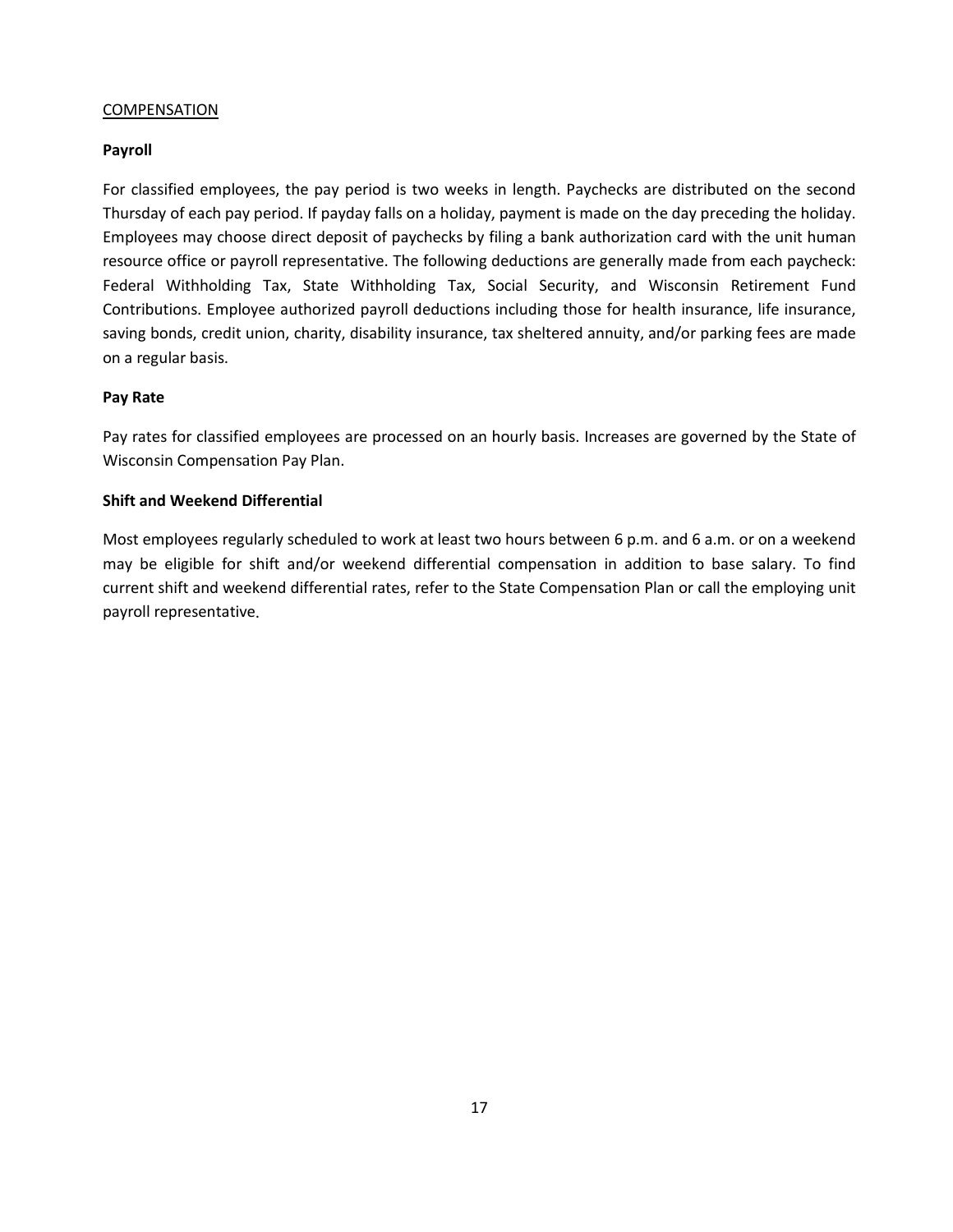<u>COMPENSATION</u>

**Payroll**

For classified employees, the pay period is two weeks in length. Paychecks are distributed on the second Thursday of each pay period. If payday falls on a holiday, payment is made on the day preceding the holiday. Employees may choose direct deposit of paychecks by filing a bank authorization card with the unit human resource office or payroll representative. The following deductions are generally made from each paycheck: Federal Withholding Tax, State Withholding Tax, Social Security, and Wisconsin Retirement Fund Contributions. Employee authorized payroll deductions including those for health insurance, life insurance, saving bonds, credit union, charity, disability insurance, tax sheltered annuity, and/or parking fees are made on a regular basis.

**Pay Rate**

Pay rates for classified employees are processed on an hourly basis. Increases are governed by the State of Wisconsin Compensation Pay Plan.

**Shift and Weekend Differential**

Most employees regularly scheduled to work at least two hours between 6 p.m. and 6 a.m. or on a weekend may be eligible for shift and/or weekend differential compensation in addition to base salary. To find current shift and weekend differential rates, refer to the State Compensation Plan or call the employing unit payroll representative.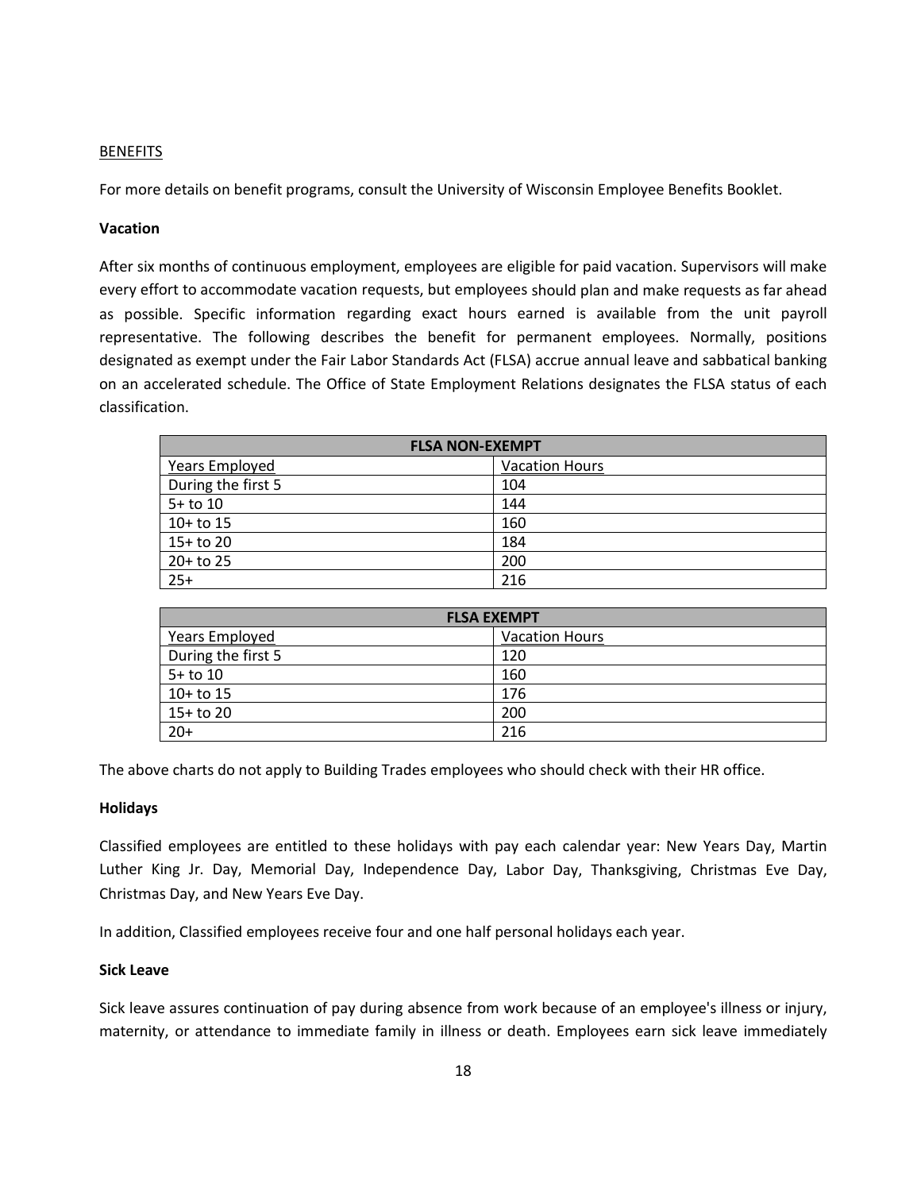## BENEFITS

For more details on benefit programs, consult the University of Wisconsin Employee Benefits Booklet.

### Vacation

After six months of continuous employment, employees are eligible for paid vacation. Supervisors will make every effort to accommodate vacation requests, but employees should plan and make requests as far ahead as possible. Specific information regarding exact hours earned is available from the unit payroll representative. The following describes the benefit for permanent employees. Normally, positions designated as exempt under the Fair Labor Standards Act (FLSA) accrue annual leave and sabbatical banking on an accelerated schedule. The Office of State Employment Relations designates the FLSA status of each classification.

| FLSA NON-EXEMPT | |
|---|---|
| Years Employed | Vacation Hours |
| During the first 5 | 104 |
| 5+ to 10 | 144 |
| 10+ to 15 | 160 |
| 15+ to 20 | 184 |
| 20+ to 25 | 200 |
| 25+ | 216 |

| FLSA EXEMPT | |
|---|---|
| Years Employed | Vacation Hours |
| During the first 5 | 120 |
| 5+ to 10 | 160 |
| 10+ to 15 | 176 |
| 15+ to 20 | 200 |
| 20+ | 216 |

The above charts do not apply to Building Trades employees who should check with their HR office.

### Holidays

Classified employees are entitled to these holidays with pay each calendar year: New Years Day, Martin Luther King Jr. Day, Memorial Day, Independence Day, Labor Day, Thanksgiving, Christmas Eve Day, Christmas Day, and New Years Eve Day.

In addition, Classified employees receive four and one half personal holidays each year.

### Sick Leave

Sick leave assures continuation of pay during absence from work because of an employee's illness or injury, maternity, or attendance to immediate family in illness or death. Employees earn sick leave immediately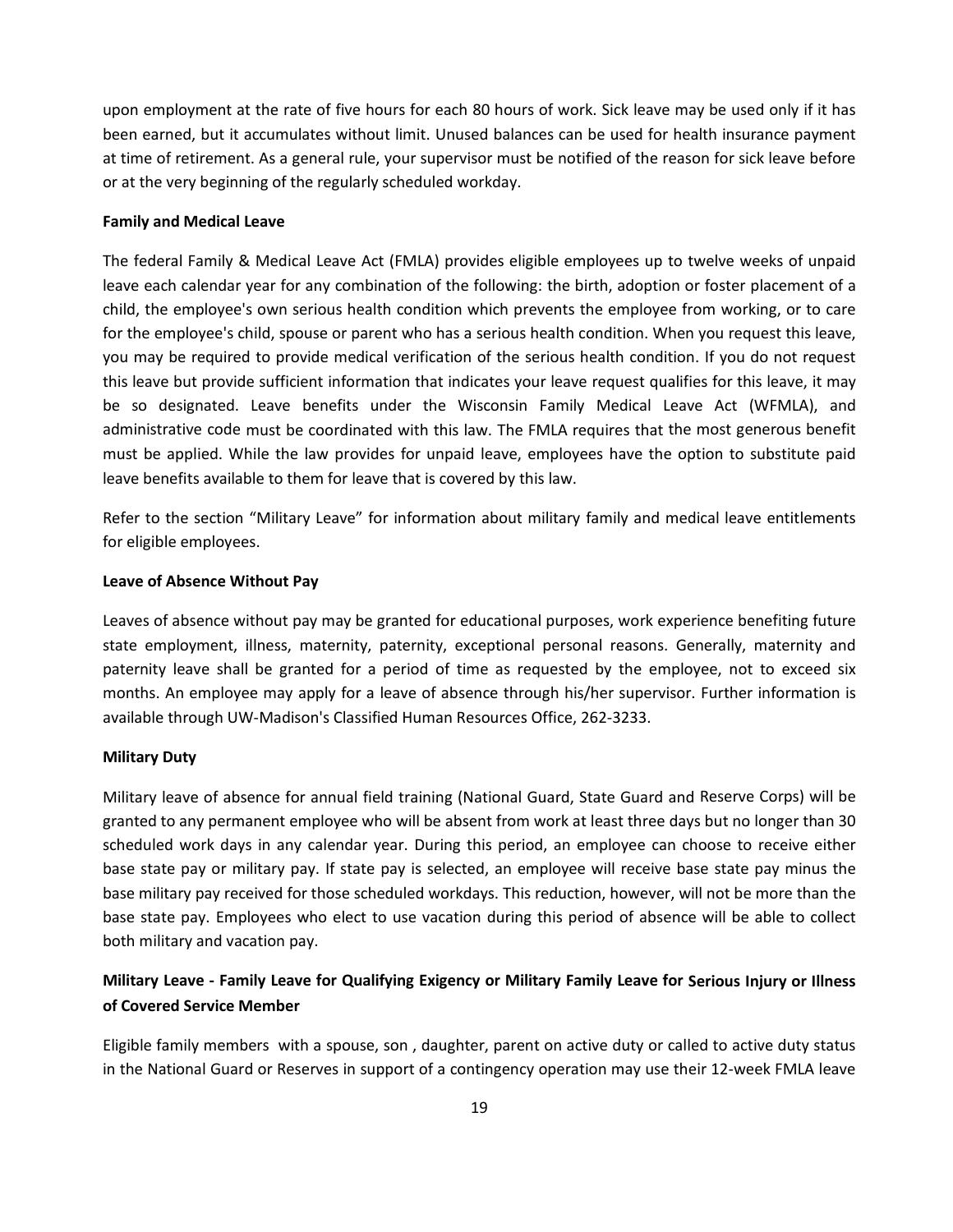upon employment at the rate of five hours for each 80 hours of work. Sick leave may be used only if it has been earned, but it accumulates without limit. Unused balances can be used for health insurance payment at time of retirement. As a general rule, your supervisor must be notified of the reason for sick leave before or at the very beginning of the regularly scheduled workday.

**Family and Medical Leave**

The federal Family & Medical Leave Act (FMLA) provides eligible employees up to twelve weeks of unpaid leave each calendar year for any combination of the following: the birth, adoption or foster placement of a child, the employee's own serious health condition which prevents the employee from working, or to care for the employee's child, spouse or parent who has a serious health condition. When you request this leave, you may be required to provide medical verification of the serious health condition. If you do not request this leave but provide sufficient information that indicates your leave request qualifies for this leave, it may be so designated. Leave benefits under the Wisconsin Family Medical Leave Act (WFMLA), and administrative code must be coordinated with this law. The FMLA requires that the most generous benefit must be applied. While the law provides for unpaid leave, employees have the option to substitute paid leave benefits available to them for leave that is covered by this law.

Refer to the section "Military Leave" for information about military family and medical leave entitlements for eligible employees.

**Leave of Absence Without Pay**

Leaves of absence without pay may be granted for educational purposes, work experience benefiting future state employment, illness, maternity, paternity, exceptional personal reasons. Generally, maternity and paternity leave shall be granted for a period of time as requested by the employee, not to exceed six months. An employee may apply for a leave of absence through his/her supervisor. Further information is available through UW-Madison's Classified Human Resources Office, 262-3233.

**Military Duty**

Military leave of absence for annual field training (National Guard, State Guard and Reserve Corps) will be granted to any permanent employee who will be absent from work at least three days but no longer than 30 scheduled work days in any calendar year. During this period, an employee can choose to receive either base state pay or military pay. If state pay is selected, an employee will receive base state pay minus the base military pay received for those scheduled workdays. This reduction, however, will not be more than the base state pay. Employees who elect to use vacation during this period of absence will be able to collect both military and vacation pay.

**Military Leave - Family Leave for Qualifying Exigency or Military Family Leave for Serious Injury or Illness of Covered Service Member**

Eligible family members with a spouse, son , daughter, parent on active duty or called to active duty status in the National Guard or Reserves in support of a contingency operation may use their 12-week FMLA leave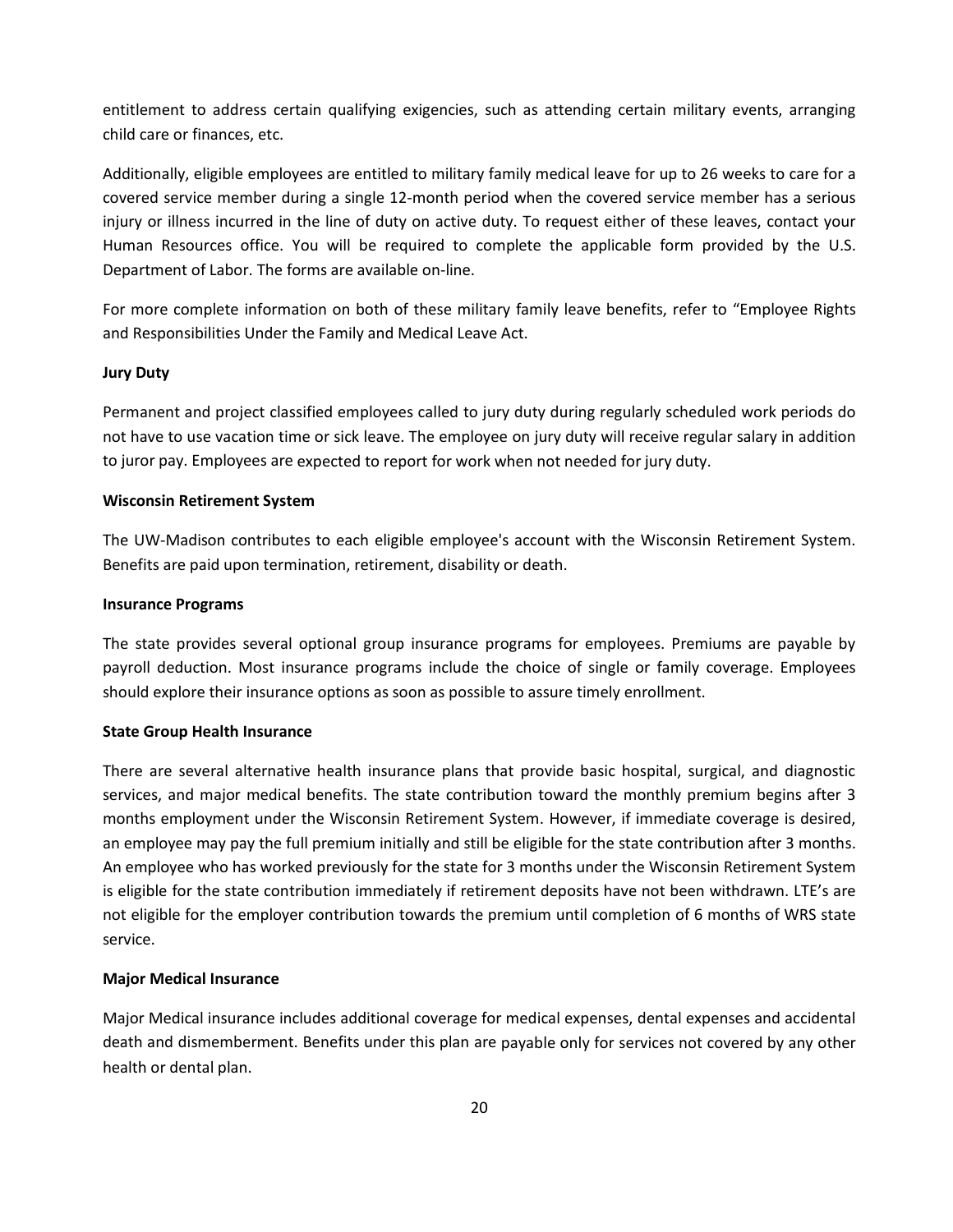entitlement to address certain qualifying exigencies, such as attending certain military events, arranging child care or finances, etc.

Additionally, eligible employees are entitled to military family medical leave for up to 26 weeks to care for a covered service member during a single 12-month period when the covered service member has a serious injury or illness incurred in the line of duty on active duty. To request either of these leaves, contact your Human Resources office. You will be required to complete the applicable form provided by the U.S. Department of Labor. The forms are available on-line.

For more complete information on both of these military family leave benefits, refer to "Employee Rights and Responsibilities Under the Family and Medical Leave Act.

**Jury Duty**

Permanent and project classified employees called to jury duty during regularly scheduled work periods do not have to use vacation time or sick leave. The employee on jury duty will receive regular salary in addition to juror pay. Employees are expected to report for work when not needed for jury duty.

**Wisconsin Retirement System**

The UW-Madison contributes to each eligible employee's account with the Wisconsin Retirement System. Benefits are paid upon termination, retirement, disability or death.

**Insurance Programs**

The state provides several optional group insurance programs for employees. Premiums are payable by payroll deduction. Most insurance programs include the choice of single or family coverage. Employees should explore their insurance options as soon as possible to assure timely enrollment.

**State Group Health Insurance**

There are several alternative health insurance plans that provide basic hospital, surgical, and diagnostic services, and major medical benefits. The state contribution toward the monthly premium begins after 3 months employment under the Wisconsin Retirement System. However, if immediate coverage is desired, an employee may pay the full premium initially and still be eligible for the state contribution after 3 months. An employee who has worked previously for the state for 3 months under the Wisconsin Retirement System is eligible for the state contribution immediately if retirement deposits have not been withdrawn. LTE's are not eligible for the employer contribution towards the premium until completion of 6 months of WRS state service.

**Major Medical Insurance**

Major Medical insurance includes additional coverage for medical expenses, dental expenses and accidental death and dismemberment. Benefits under this plan are payable only for services not covered by any other health or dental plan.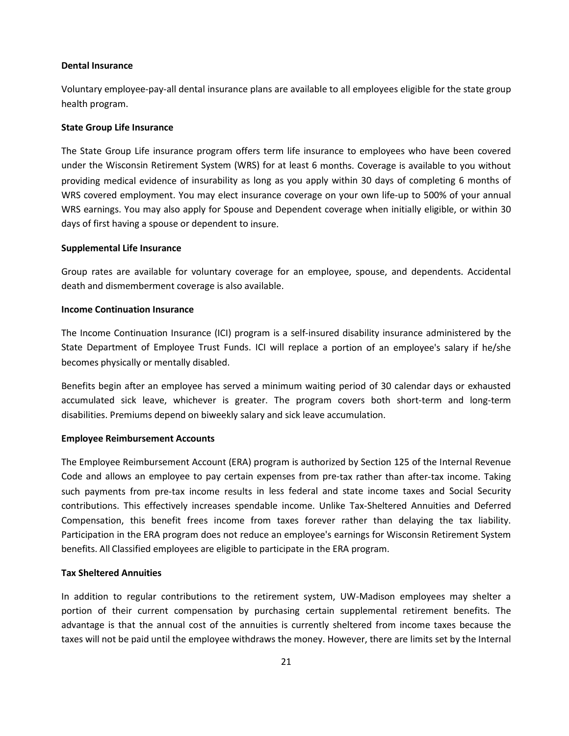**Dental Insurance**

Voluntary employee-pay-all dental insurance plans are available to all employees eligible for the state group health program.

**State Group Life Insurance**

The State Group Life insurance program offers term life insurance to employees who have been covered under the Wisconsin Retirement System (WRS) for at least 6 months. Coverage is available to you without providing medical evidence of insurability as long as you apply within 30 days of completing 6 months of WRS covered employment. You may elect insurance coverage on your own life-up to 500% of your annual WRS earnings. You may also apply for Spouse and Dependent coverage when initially eligible, or within 30 days of first having a spouse or dependent to insure.

**Supplemental Life Insurance**

Group rates are available for voluntary coverage for an employee, spouse, and dependents. Accidental death and dismemberment coverage is also available.

**Income Continuation Insurance**

The Income Continuation Insurance (ICI) program is a self-insured disability insurance administered by the State Department of Employee Trust Funds. ICI will replace a portion of an employee's salary if he/she becomes physically or mentally disabled.

Benefits begin after an employee has served a minimum waiting period of 30 calendar days or exhausted accumulated sick leave, whichever is greater. The program covers both short-term and long-term disabilities. Premiums depend on biweekly salary and sick leave accumulation.

**Employee Reimbursement Accounts**

The Employee Reimbursement Account (ERA) program is authorized by Section 125 of the Internal Revenue Code and allows an employee to pay certain expenses from pre-tax rather than after-tax income. Taking such payments from pre-tax income results in less federal and state income taxes and Social Security contributions. This effectively increases spendable income. Unlike Tax-Sheltered Annuities and Deferred Compensation, this benefit frees income from taxes forever rather than delaying the tax liability. Participation in the ERA program does not reduce an employee's earnings for Wisconsin Retirement System benefits. All Classified employees are eligible to participate in the ERA program.

**Tax Sheltered Annuities**

In addition to regular contributions to the retirement system, UW-Madison employees may shelter a portion of their current compensation by purchasing certain supplemental retirement benefits. The advantage is that the annual cost of the annuities is currently sheltered from income taxes because the taxes will not be paid until the employee withdraws the money. However, there are limits set by the Internal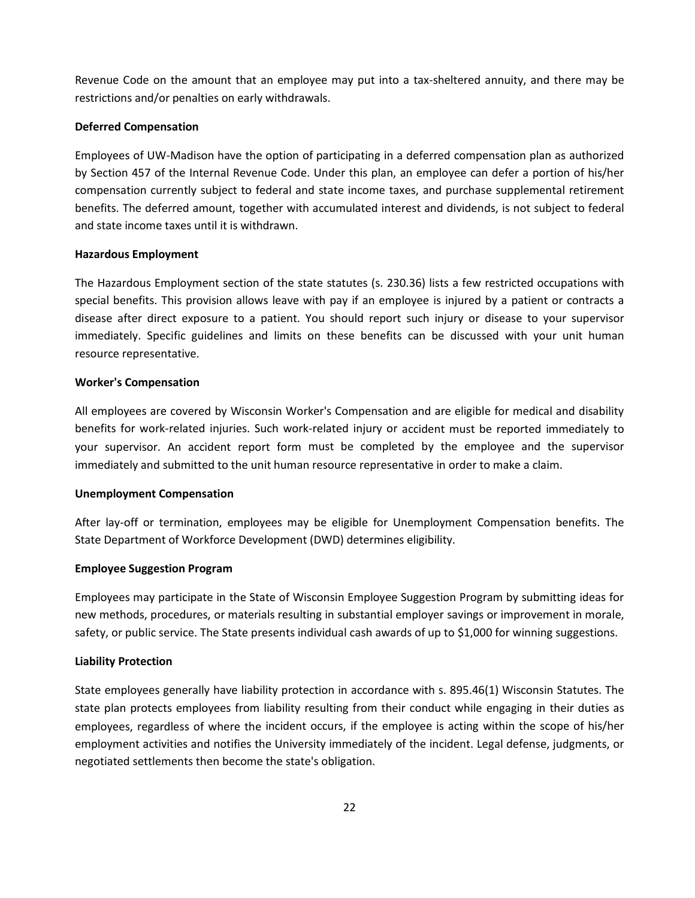Revenue Code on the amount that an employee may put into a tax-sheltered annuity, and there may be restrictions and/or penalties on early withdrawals.

**Deferred Compensation**

Employees of UW-Madison have the option of participating in a deferred compensation plan as authorized by Section 457 of the Internal Revenue Code. Under this plan, an employee can defer a portion of his/her compensation currently subject to federal and state income taxes, and purchase supplemental retirement benefits. The deferred amount, together with accumulated interest and dividends, is not subject to federal and state income taxes until it is withdrawn.

**Hazardous Employment**

The Hazardous Employment section of the state statutes (s. 230.36) lists a few restricted occupations with special benefits. This provision allows leave with pay if an employee is injured by a patient or contracts a disease after direct exposure to a patient. You should report such injury or disease to your supervisor immediately. Specific guidelines and limits on these benefits can be discussed with your unit human resource representative.

**Worker's Compensation**

All employees are covered by Wisconsin Worker's Compensation and are eligible for medical and disability benefits for work-related injuries. Such work-related injury or accident must be reported immediately to your supervisor. An accident report form must be completed by the employee and the supervisor immediately and submitted to the unit human resource representative in order to make a claim.

**Unemployment Compensation**

After lay-off or termination, employees may be eligible for Unemployment Compensation benefits. The State Department of Workforce Development (DWD) determines eligibility.

**Employee Suggestion Program**

Employees may participate in the State of Wisconsin Employee Suggestion Program by submitting ideas for new methods, procedures, or materials resulting in substantial employer savings or improvement in morale, safety, or public service. The State presents individual cash awards of up to $1,000 for winning suggestions.

**Liability Protection**

State employees generally have liability protection in accordance with s. 895.46(1) Wisconsin Statutes. The state plan protects employees from liability resulting from their conduct while engaging in their duties as employees, regardless of where the incident occurs, if the employee is acting within the scope of his/her employment activities and notifies the University immediately of the incident. Legal defense, judgments, or negotiated settlements then become the state's obligation.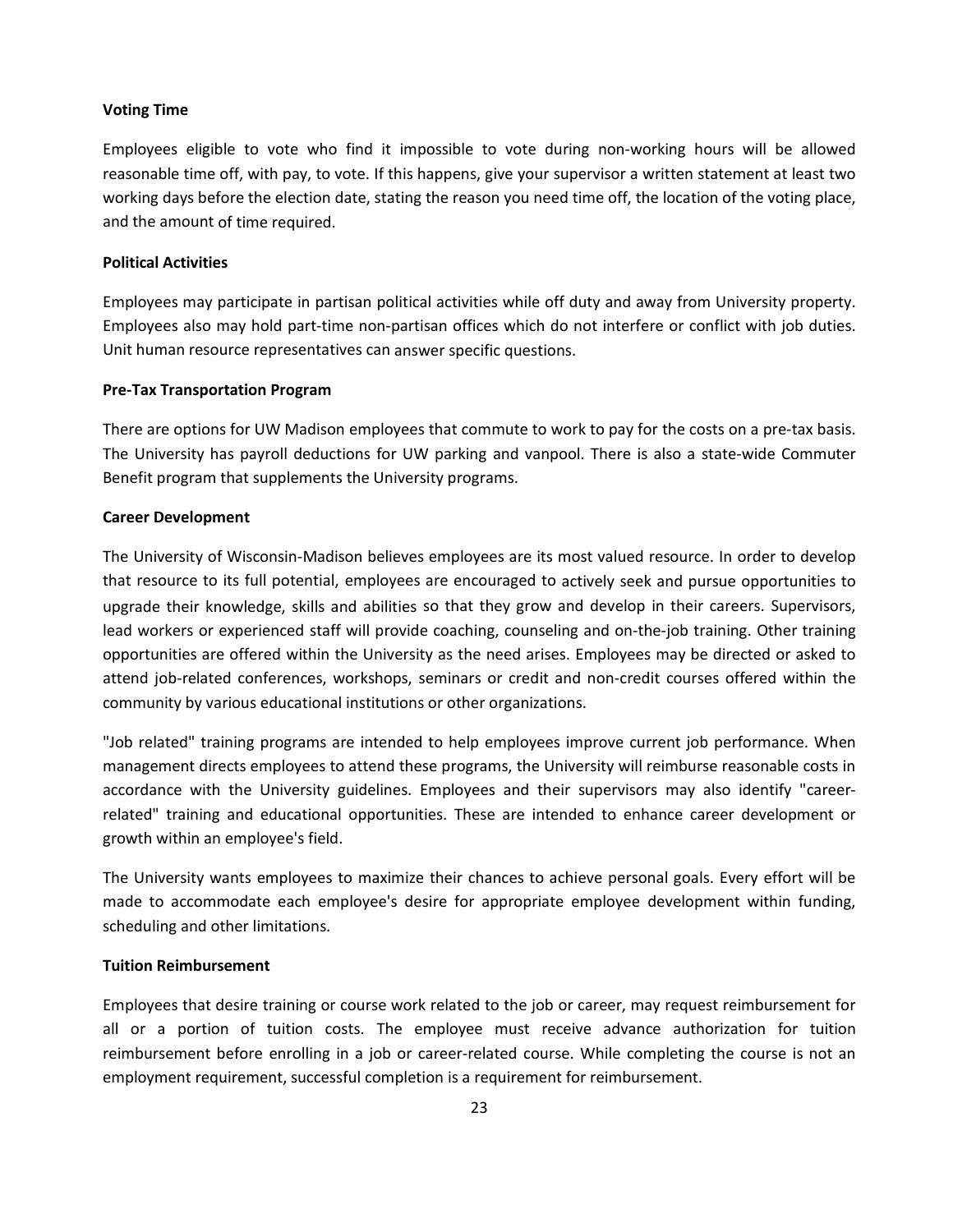**Voting Time**

Employees eligible to vote who find it impossible to vote during non-working hours will be allowed reasonable time off, with pay, to vote. If this happens, give your supervisor a written statement at least two working days before the election date, stating the reason you need time off, the location of the voting place, and the amount of time required.

**Political Activities**

Employees may participate in partisan political activities while off duty and away from University property. Employees also may hold part-time non-partisan offices which do not interfere or conflict with job duties. Unit human resource representatives can answer specific questions.

**Pre-Tax Transportation Program**

There are options for UW Madison employees that commute to work to pay for the costs on a pre-tax basis. The University has payroll deductions for UW parking and vanpool. There is also a state-wide Commuter Benefit program that supplements the University programs.

**Career Development**

The University of Wisconsin-Madison believes employees are its most valued resource. In order to develop that resource to its full potential, employees are encouraged to actively seek and pursue opportunities to upgrade their knowledge, skills and abilities so that they grow and develop in their careers. Supervisors, lead workers or experienced staff will provide coaching, counseling and on-the-job training. Other training opportunities are offered within the University as the need arises. Employees may be directed or asked to attend job-related conferences, workshops, seminars or credit and non-credit courses offered within the community by various educational institutions or other organizations.

"Job related" training programs are intended to help employees improve current job performance. When management directs employees to attend these programs, the University will reimburse reasonable costs in accordance with the University guidelines. Employees and their supervisors may also identify "career-related" training and educational opportunities. These are intended to enhance career development or growth within an employee's field.

The University wants employees to maximize their chances to achieve personal goals. Every effort will be made to accommodate each employee's desire for appropriate employee development within funding, scheduling and other limitations.

**Tuition Reimbursement**

Employees that desire training or course work related to the job or career, may request reimbursement for all or a portion of tuition costs. The employee must receive advance authorization for tuition reimbursement before enrolling in a job or career-related course. While completing the course is not an employment requirement, successful completion is a requirement for reimbursement.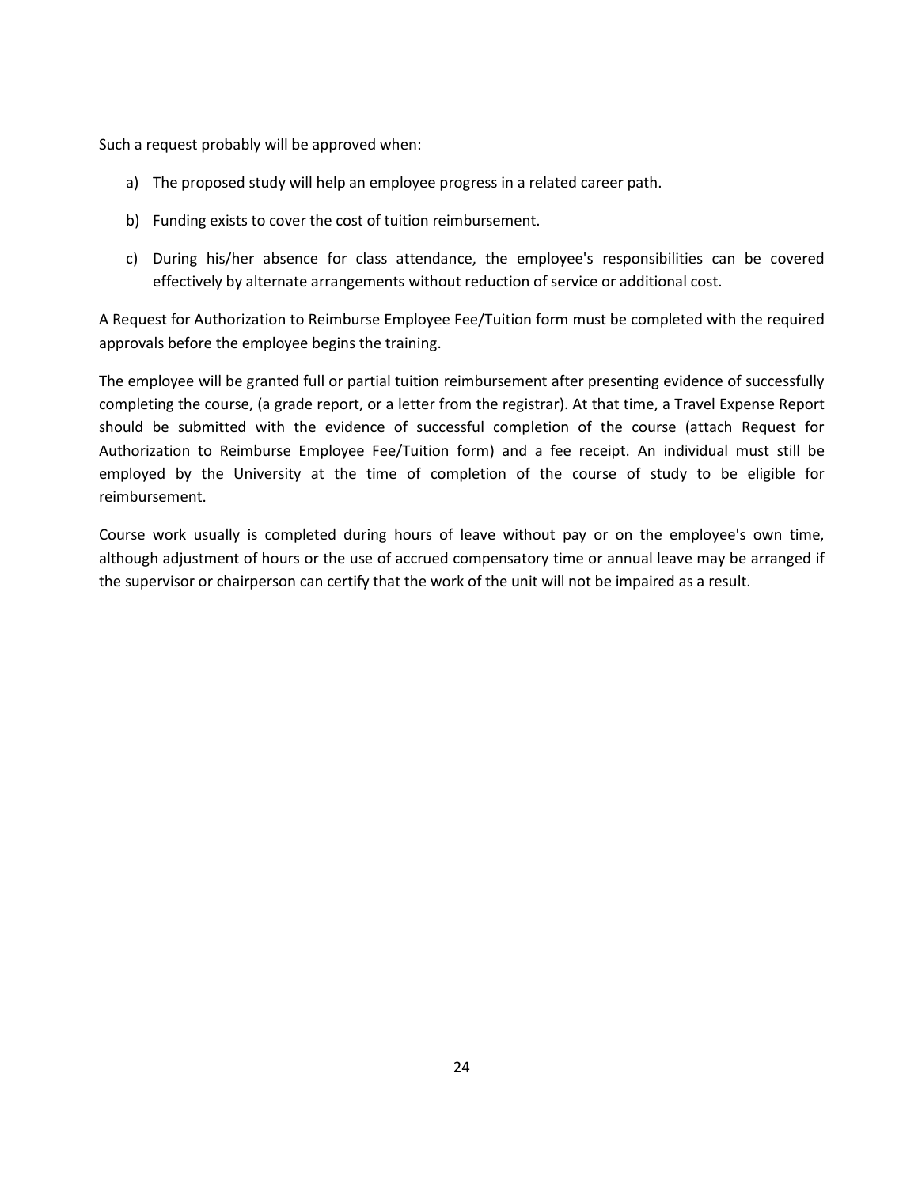Such a request probably will be approved when:

a) The proposed study will help an employee progress in a related career path.

b) Funding exists to cover the cost of tuition reimbursement.

c) During his/her absence for class attendance, the employee's responsibilities can be covered effectively by alternate arrangements without reduction of service or additional cost.

A Request for Authorization to Reimburse Employee Fee/Tuition form must be completed with the required approvals before the employee begins the training.

The employee will be granted full or partial tuition reimbursement after presenting evidence of successfully completing the course, (a grade report, or a letter from the registrar). At that time, a Travel Expense Report should be submitted with the evidence of successful completion of the course (attach Request for Authorization to Reimburse Employee Fee/Tuition form) and a fee receipt. An individual must still be employed by the University at the time of completion of the course of study to be eligible for reimbursement.

Course work usually is completed during hours of leave without pay or on the employee's own time, although adjustment of hours or the use of accrued compensatory time or annual leave may be arranged if the supervisor or chairperson can certify that the work of the unit will not be impaired as a result.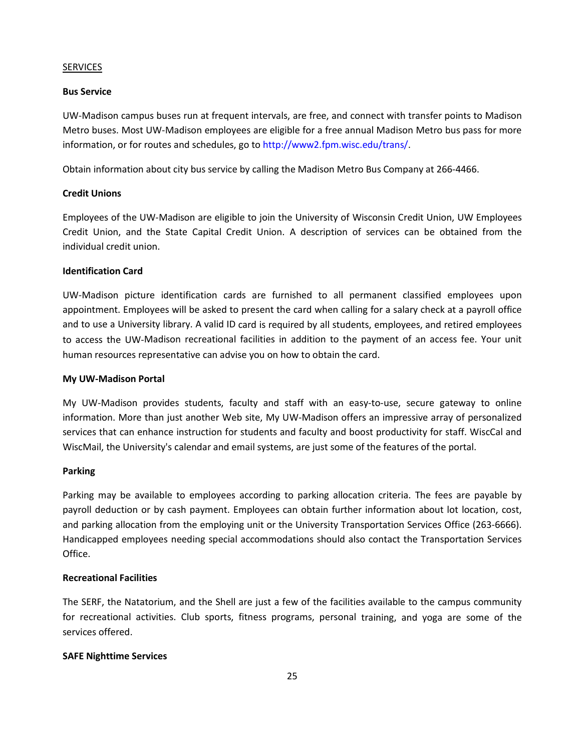SERVICES

**Bus Service**

UW-Madison campus buses run at frequent intervals, are free, and connect with transfer points to Madison Metro buses. Most UW-Madison employees are eligible for a free annual Madison Metro bus pass for more information, or for routes and schedules, go to http://www2.fpm.wisc.edu/trans/.

Obtain information about city bus service by calling the Madison Metro Bus Company at 266-4466.

**Credit Unions**

Employees of the UW-Madison are eligible to join the University of Wisconsin Credit Union, UW Employees Credit Union, and the State Capital Credit Union. A description of services can be obtained from the individual credit union.

**Identification Card**

UW-Madison picture identification cards are furnished to all permanent classified employees upon appointment. Employees will be asked to present the card when calling for a salary check at a payroll office and to use a University library. A valid ID card is required by all students, employees, and retired employees to access the UW-Madison recreational facilities in addition to the payment of an access fee. Your unit human resources representative can advise you on how to obtain the card.

**My UW-Madison Portal**

My UW-Madison provides students, faculty and staff with an easy-to-use, secure gateway to online information. More than just another Web site, My UW-Madison offers an impressive array of personalized services that can enhance instruction for students and faculty and boost productivity for staff. WiscCal and WiscMail, the University's calendar and email systems, are just some of the features of the portal.

**Parking**

Parking may be available to employees according to parking allocation criteria. The fees are payable by payroll deduction or by cash payment. Employees can obtain further information about lot location, cost, and parking allocation from the employing unit or the University Transportation Services Office (263-6666). Handicapped employees needing special accommodations should also contact the Transportation Services Office.

**Recreational Facilities**

The SERF, the Natatorium, and the Shell are just a few of the facilities available to the campus community for recreational activities. Club sports, fitness programs, personal training, and yoga are some of the services offered.

**SAFE Nighttime Services**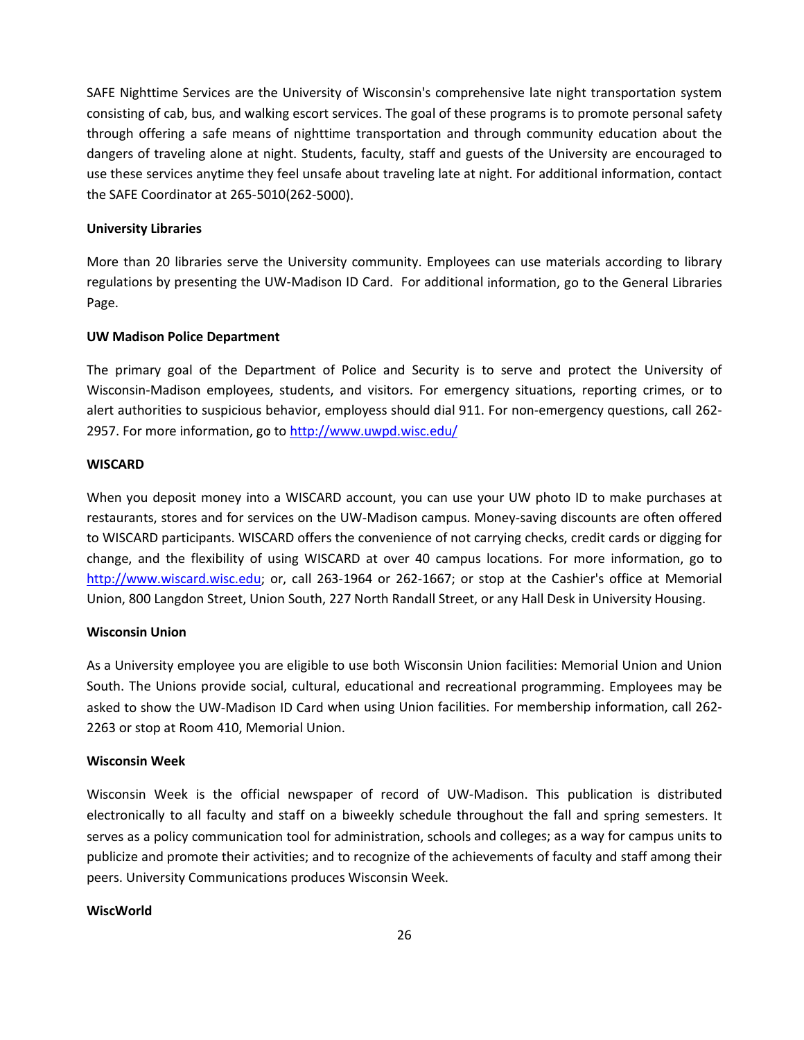SAFE Nighttime Services are the University of Wisconsin's comprehensive late night transportation system consisting of cab, bus, and walking escort services. The goal of these programs is to promote personal safety through offering a safe means of nighttime transportation and through community education about the dangers of traveling alone at night. Students, faculty, staff and guests of the University are encouraged to use these services anytime they feel unsafe about traveling late at night. For additional information, contact the SAFE Coordinator at 265-5010(262-5000).

**University Libraries**

More than 20 libraries serve the University community. Employees can use materials according to library regulations by presenting the UW-Madison ID Card. For additional information, go to the General Libraries Page.

**UW Madison Police Department**

The primary goal of the Department of Police and Security is to serve and protect the University of Wisconsin-Madison employees, students, and visitors. For emergency situations, reporting crimes, or to alert authorities to suspicious behavior, employess should dial 911. For non-emergency questions, call 262-2957. For more information, go to [http://www.uwpd.wisc.edu/](http://www.uwpd.wisc.edu/)

**WISCARD**

When you deposit money into a WISCARD account, you can use your UW photo ID to make purchases at restaurants, stores and for services on the UW-Madison campus. Money-saving discounts are often offered to WISCARD participants. WISCARD offers the convenience of not carrying checks, credit cards or digging for change, and the flexibility of using WISCARD at over 40 campus locations. For more information, go to [http://www.wiscard.wisc.edu](http://www.wiscard.wisc.edu); or, call 263-1964 or 262-1667; or stop at the Cashier's office at Memorial Union, 800 Langdon Street, Union South, 227 North Randall Street, or any Hall Desk in University Housing.

**Wisconsin Union**

As a University employee you are eligible to use both Wisconsin Union facilities: Memorial Union and Union South. The Unions provide social, cultural, educational and recreational programming. Employees may be asked to show the UW-Madison ID Card when using Union facilities. For membership information, call 262-2263 or stop at Room 410, Memorial Union.

**Wisconsin Week**

Wisconsin Week is the official newspaper of record of UW-Madison. This publication is distributed electronically to all faculty and staff on a biweekly schedule throughout the fall and spring semesters. It serves as a policy communication tool for administration, schools and colleges; as a way for campus units to publicize and promote their activities; and to recognize of the achievements of faculty and staff among their peers. University Communications produces Wisconsin Week.

**WiscWorld**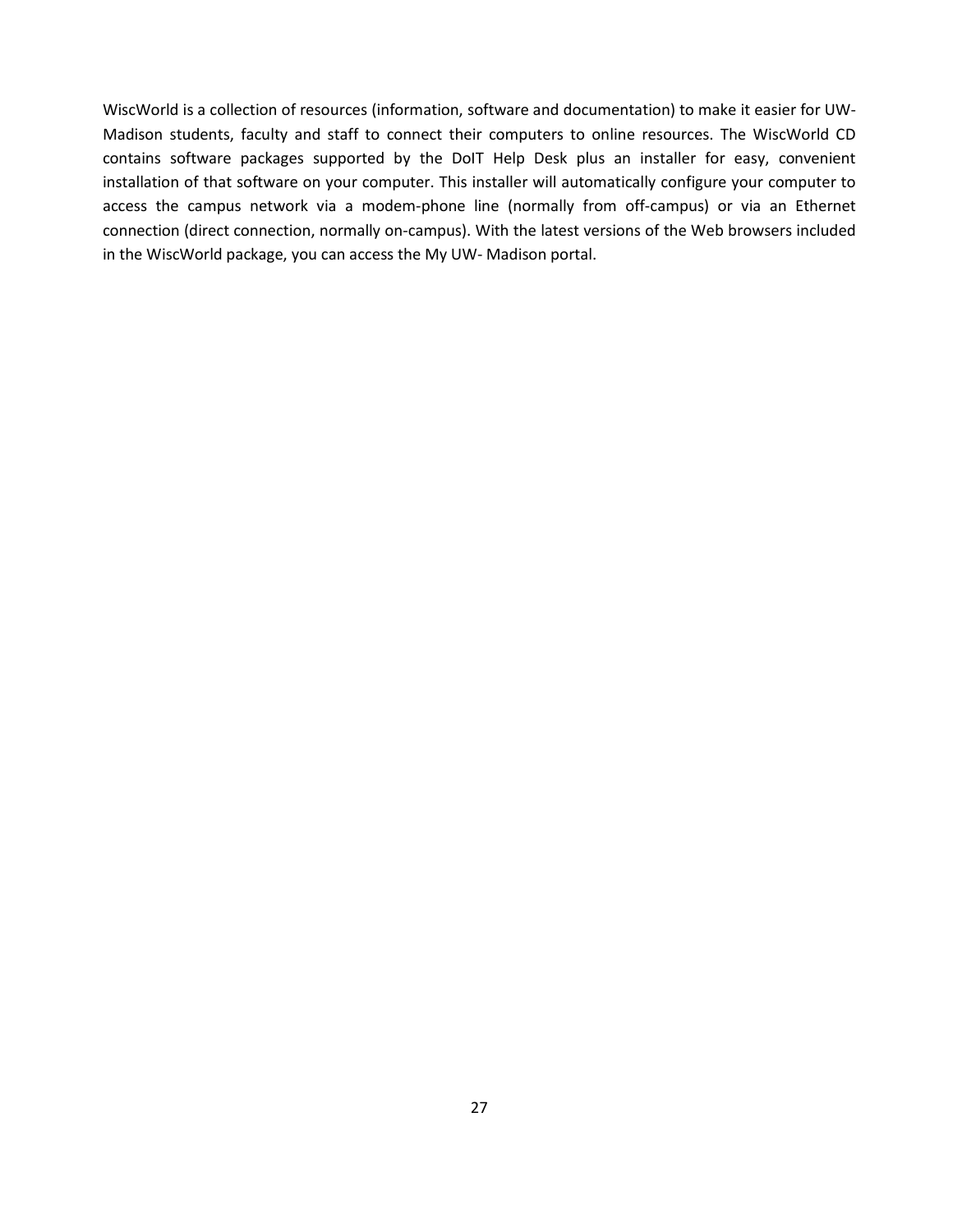WiscWorld is a collection of resources (information, software and documentation) to make it easier for UW-Madison students, faculty and staff to connect their computers to online resources. The WiscWorld CD contains software packages supported by the DoIT Help Desk plus an installer for easy, convenient installation of that software on your computer. This installer will automatically configure your computer to access the campus network via a modem-phone line (normally from off-campus) or via an Ethernet connection (direct connection, normally on-campus). With the latest versions of the Web browsers included in the WiscWorld package, you can access the My UW- Madison portal.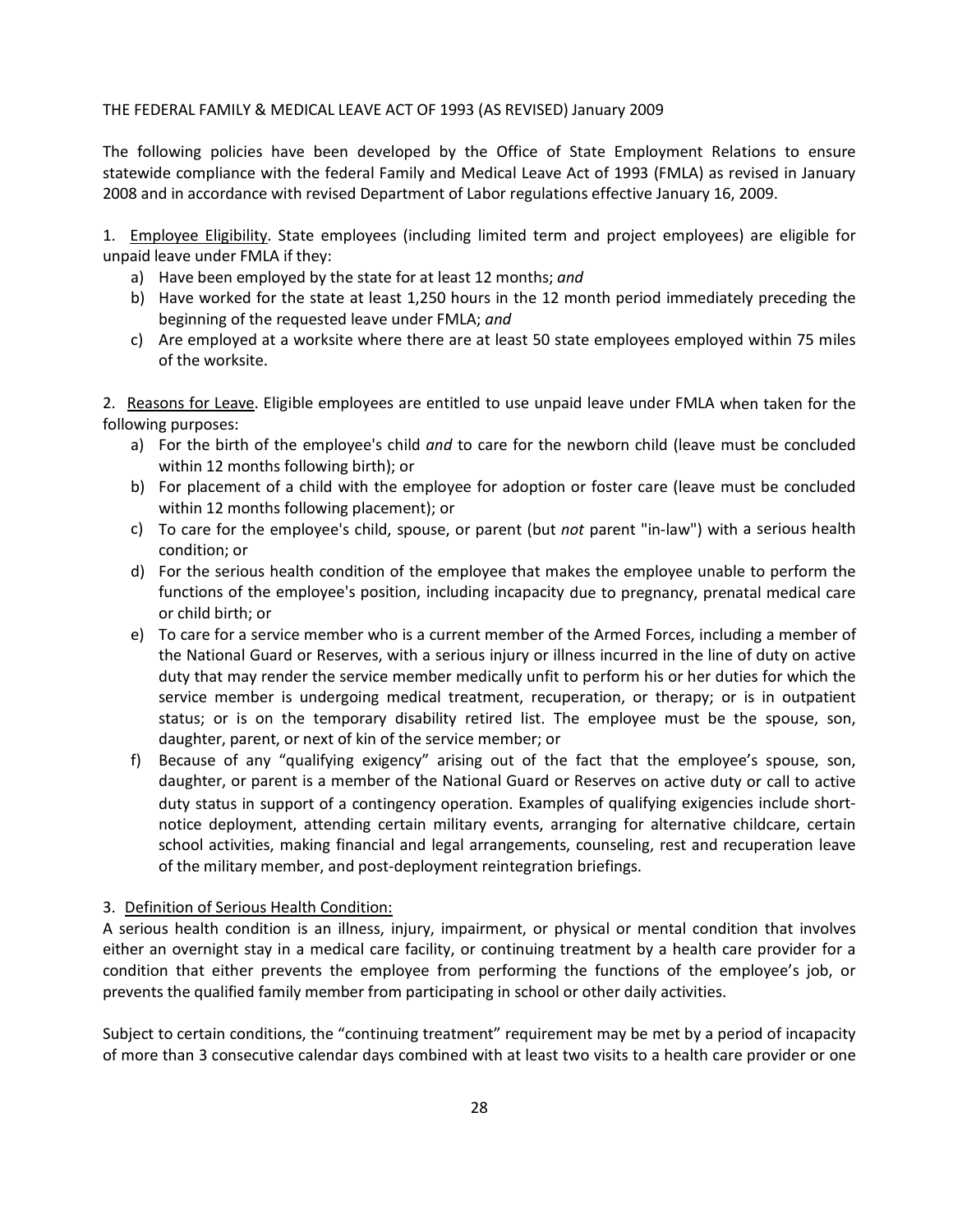THE FEDERAL FAMILY & MEDICAL LEAVE ACT OF 1993 (AS REVISED) January 2009

The following policies have been developed by the Office of State Employment Relations to ensure statewide compliance with the federal Family and Medical Leave Act of 1993 (FMLA) as revised in January 2008 and in accordance with revised Department of Labor regulations effective January 16, 2009.

1. Employee Eligibility. State employees (including limited term and project employees) are eligible for unpaid leave under FMLA if they:
   a) Have been employed by the state for at least 12 months; *and*
   b) Have worked for the state at least 1,250 hours in the 12 month period immediately preceding the beginning of the requested leave under FMLA; *and*
   c) Are employed at a worksite where there are at least 50 state employees employed within 75 miles of the worksite.

2. Reasons for Leave. Eligible employees are entitled to use unpaid leave under FMLA when taken for the following purposes:
   a) For the birth of the employee's child *and* to care for the newborn child (leave must be concluded within 12 months following birth); or
   b) For placement of a child with the employee for adoption or foster care (leave must be concluded within 12 months following placement); or
   c) To care for the employee's child, spouse, or parent (but *not* parent "in-law") with a serious health condition; or
   d) For the serious health condition of the employee that makes the employee unable to perform the functions of the employee's position, including incapacity due to pregnancy, prenatal medical care or child birth; or
   e) To care for a service member who is a current member of the Armed Forces, including a member of the National Guard or Reserves, with a serious injury or illness incurred in the line of duty on active duty that may render the service member medically unfit to perform his or her duties for which the service member is undergoing medical treatment, recuperation, or therapy; or is in outpatient status; or is on the temporary disability retired list. The employee must be the spouse, son, daughter, parent, or next of kin of the service member; or
   f) Because of any "qualifying exigency" arising out of the fact that the employee's spouse, son, daughter, or parent is a member of the National Guard or Reserves on active duty or call to active duty status in support of a contingency operation. Examples of qualifying exigencies include short-notice deployment, attending certain military events, arranging for alternative childcare, certain school activities, making financial and legal arrangements, counseling, rest and recuperation leave of the military member, and post-deployment reintegration briefings.

3. Definition of Serious Health Condition:

A serious health condition is an illness, injury, impairment, or physical or mental condition that involves either an overnight stay in a medical care facility, or continuing treatment by a health care provider for a condition that either prevents the employee from performing the functions of the employee's job, or prevents the qualified family member from participating in school or other daily activities.

Subject to certain conditions, the "continuing treatment" requirement may be met by a period of incapacity of more than 3 consecutive calendar days combined with at least two visits to a health care provider or one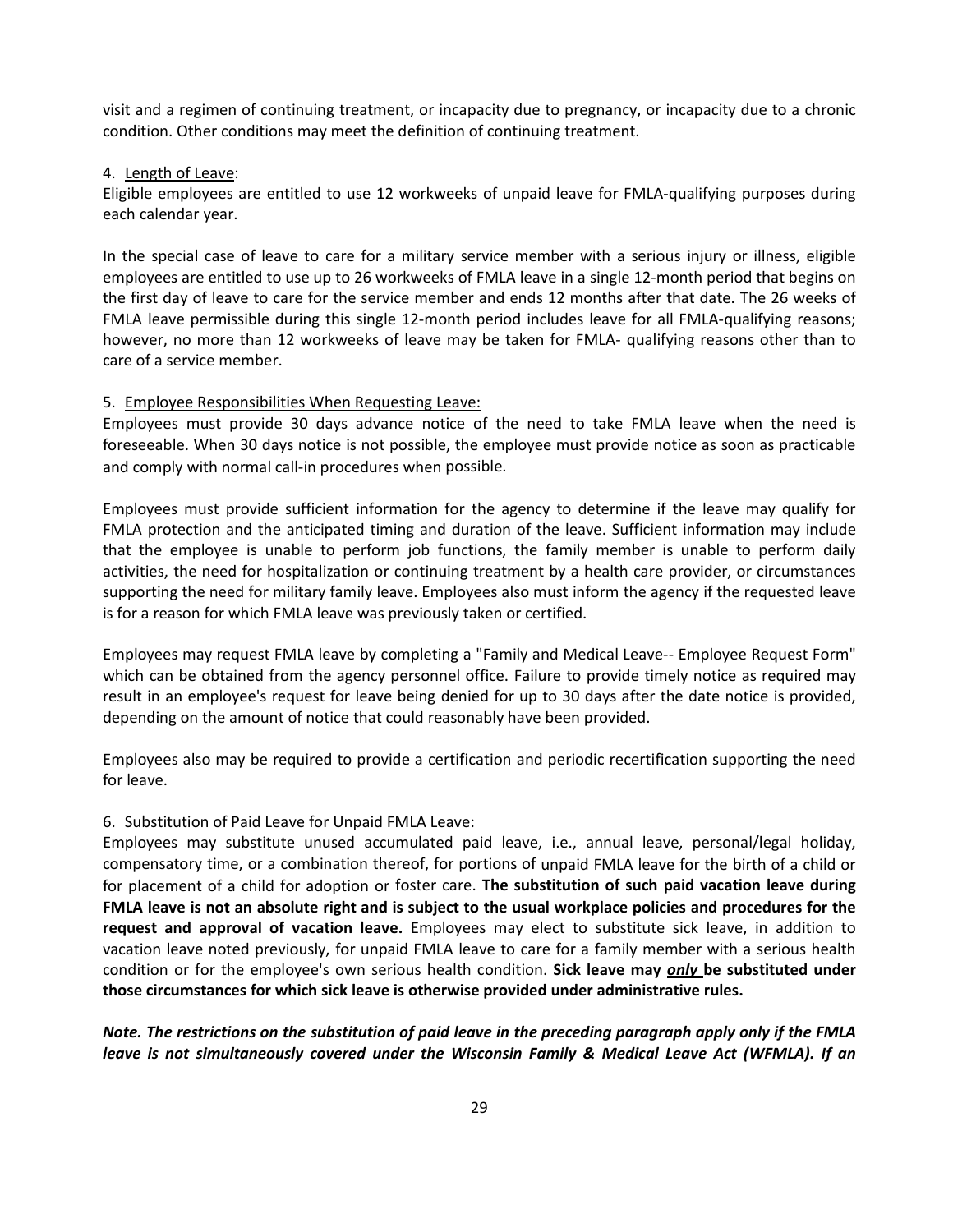visit and a regimen of continuing treatment, or incapacity due to pregnancy, or incapacity due to a chronic condition. Other conditions may meet the definition of continuing treatment.

4. <u>Length of Leave</u>:

Eligible employees are entitled to use 12 workweeks of unpaid leave for FMLA-qualifying purposes during each calendar year.

In the special case of leave to care for a military service member with a serious injury or illness, eligible employees are entitled to use up to 26 workweeks of FMLA leave in a single 12-month period that begins on the first day of leave to care for the service member and ends 12 months after that date. The 26 weeks of FMLA leave permissible during this single 12-month period includes leave for all FMLA-qualifying reasons; however, no more than 12 workweeks of leave may be taken for FMLA- qualifying reasons other than to care of a service member.

5. <u>Employee Responsibilities When Requesting Leave:</u>

Employees must provide 30 days advance notice of the need to take FMLA leave when the need is foreseeable. When 30 days notice is not possible, the employee must provide notice as soon as practicable and comply with normal call-in procedures when possible.

Employees must provide sufficient information for the agency to determine if the leave may qualify for FMLA protection and the anticipated timing and duration of the leave. Sufficient information may include that the employee is unable to perform job functions, the family member is unable to perform daily activities, the need for hospitalization or continuing treatment by a health care provider, or circumstances supporting the need for military family leave. Employees also must inform the agency if the requested leave is for a reason for which FMLA leave was previously taken or certified.

Employees may request FMLA leave by completing a "Family and Medical Leave-- Employee Request Form" which can be obtained from the agency personnel office. Failure to provide timely notice as required may result in an employee's request for leave being denied for up to 30 days after the date notice is provided, depending on the amount of notice that could reasonably have been provided.

Employees also may be required to provide a certification and periodic recertification supporting the need for leave.

6. <u>Substitution of Paid Leave for Unpaid FMLA Leave:</u>

Employees may substitute unused accumulated paid leave, i.e., annual leave, personal/legal holiday, compensatory time, or a combination thereof, for portions of unpaid FMLA leave for the birth of a child or for placement of a child for adoption or foster care. **The substitution of such paid vacation leave during FMLA leave is not an absolute right and is subject to the usual workplace policies and procedures for the request and approval of vacation leave.** Employees may elect to substitute sick leave, in addition to vacation leave noted previously, for unpaid FMLA leave to care for a family member with a serious health condition or for the employee's own serious health condition. **Sick leave may <u>*only*</u> be substituted under those circumstances for which sick leave is otherwise provided under administrative rules.**

***Note. The restrictions on the substitution of paid leave in the preceding paragraph apply only if the FMLA leave is not simultaneously covered under the Wisconsin Family & Medical Leave Act (WFMLA). If an***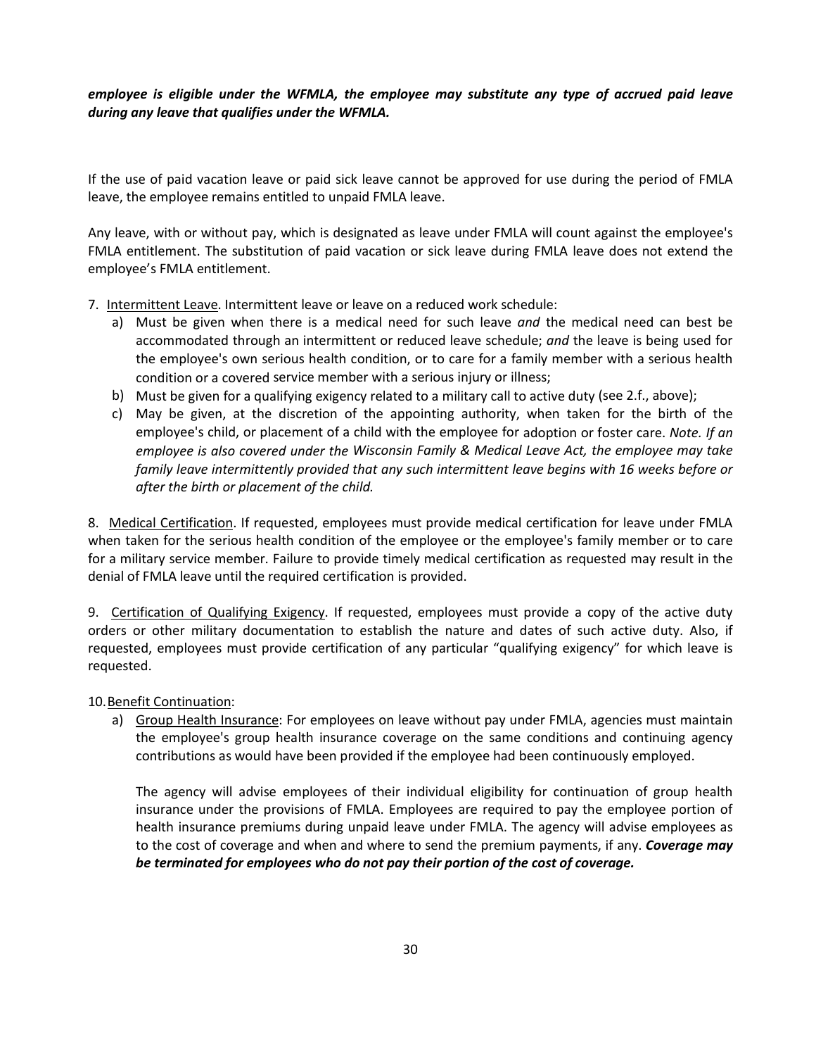***employee is eligible under the WFMLA, the employee may substitute any type of accrued paid leave during any leave that qualifies under the WFMLA.***

If the use of paid vacation leave or paid sick leave cannot be approved for use during the period of FMLA leave, the employee remains entitled to unpaid FMLA leave.

Any leave, with or without pay, which is designated as leave under FMLA will count against the employee's FMLA entitlement. The substitution of paid vacation or sick leave during FMLA leave does not extend the employee's FMLA entitlement.

7. Intermittent Leave. Intermittent leave or leave on a reduced work schedule:
   a) Must be given when there is a medical need for such leave *and* the medical need can best be accommodated through an intermittent or reduced leave schedule; *and* the leave is being used for the employee's own serious health condition, or to care for a family member with a serious health condition or a covered service member with a serious injury or illness;
   b) Must be given for a qualifying exigency related to a military call to active duty (see 2.f., above);
   c) May be given, at the discretion of the appointing authority, when taken for the birth of the employee's child, or placement of a child with the employee for adoption or foster care. *Note. If an employee is also covered under the Wisconsin Family & Medical Leave Act, the employee may take family leave intermittently provided that any such intermittent leave begins with 16 weeks before or after the birth or placement of the child.*

8. Medical Certification. If requested, employees must provide medical certification for leave under FMLA when taken for the serious health condition of the employee or the employee's family member or to care for a military service member. Failure to provide timely medical certification as requested may result in the denial of FMLA leave until the required certification is provided.

9. Certification of Qualifying Exigency. If requested, employees must provide a copy of the active duty orders or other military documentation to establish the nature and dates of such active duty. Also, if requested, employees must provide certification of any particular "qualifying exigency" for which leave is requested.

10. Benefit Continuation:
    a) Group Health Insurance: For employees on leave without pay under FMLA, agencies must maintain the employee's group health insurance coverage on the same conditions and continuing agency contributions as would have been provided if the employee had been continuously employed.

       The agency will advise employees of their individual eligibility for continuation of group health insurance under the provisions of FMLA. Employees are required to pay the employee portion of health insurance premiums during unpaid leave under FMLA. The agency will advise employees as to the cost of coverage and when and where to send the premium payments, if any. ***Coverage may be terminated for employees who do not pay their portion of the cost of coverage.***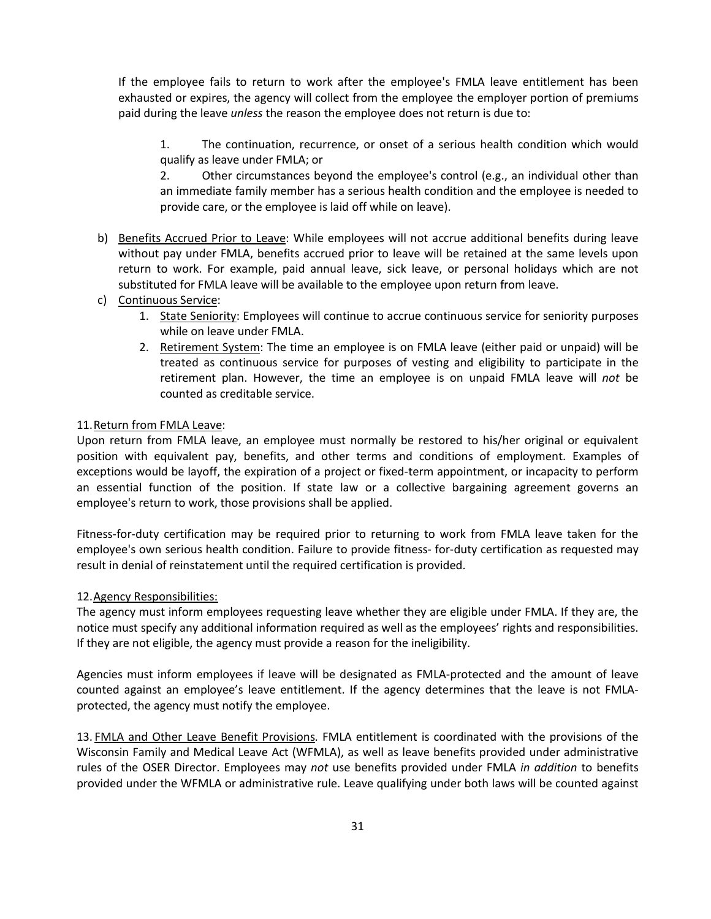If the employee fails to return to work after the employee's FMLA leave entitlement has been exhausted or expires, the agency will collect from the employee the employer portion of premiums paid during the leave *unless* the reason the employee does not return is due to:

1. The continuation, recurrence, or onset of a serious health condition which would qualify as leave under FMLA; or
2. Other circumstances beyond the employee's control (e.g., an individual other than an immediate family member has a serious health condition and the employee is needed to provide care, or the employee is laid off while on leave).

b) Benefits Accrued Prior to Leave: While employees will not accrue additional benefits during leave without pay under FMLA, benefits accrued prior to leave will be retained at the same levels upon return to work. For example, paid annual leave, sick leave, or personal holidays which are not substituted for FMLA leave will be available to the employee upon return from leave.

c) Continuous Service:
   1. State Seniority: Employees will continue to accrue continuous service for seniority purposes while on leave under FMLA.
   2. Retirement System: The time an employee is on FMLA leave (either paid or unpaid) will be treated as continuous service for purposes of vesting and eligibility to participate in the retirement plan. However, the time an employee is on unpaid FMLA leave will *not* be counted as creditable service.

11. Return from FMLA Leave:

Upon return from FMLA leave, an employee must normally be restored to his/her original or equivalent position with equivalent pay, benefits, and other terms and conditions of employment. Examples of exceptions would be layoff, the expiration of a project or fixed-term appointment, or incapacity to perform an essential function of the position. If state law or a collective bargaining agreement governs an employee's return to work, those provisions shall be applied.

Fitness-for-duty certification may be required prior to returning to work from FMLA leave taken for the employee's own serious health condition. Failure to provide fitness- for-duty certification as requested may result in denial of reinstatement until the required certification is provided.

12. Agency Responsibilities:

The agency must inform employees requesting leave whether they are eligible under FMLA. If they are, the notice must specify any additional information required as well as the employees' rights and responsibilities. If they are not eligible, the agency must provide a reason for the ineligibility.

Agencies must inform employees if leave will be designated as FMLA-protected and the amount of leave counted against an employee's leave entitlement. If the agency determines that the leave is not FMLA-protected, the agency must notify the employee.

13. FMLA and Other Leave Benefit Provisions. FMLA entitlement is coordinated with the provisions of the Wisconsin Family and Medical Leave Act (WFMLA), as well as leave benefits provided under administrative rules of the OSER Director. Employees may *not* use benefits provided under FMLA *in addition* to benefits provided under the WFMLA or administrative rule. Leave qualifying under both laws will be counted against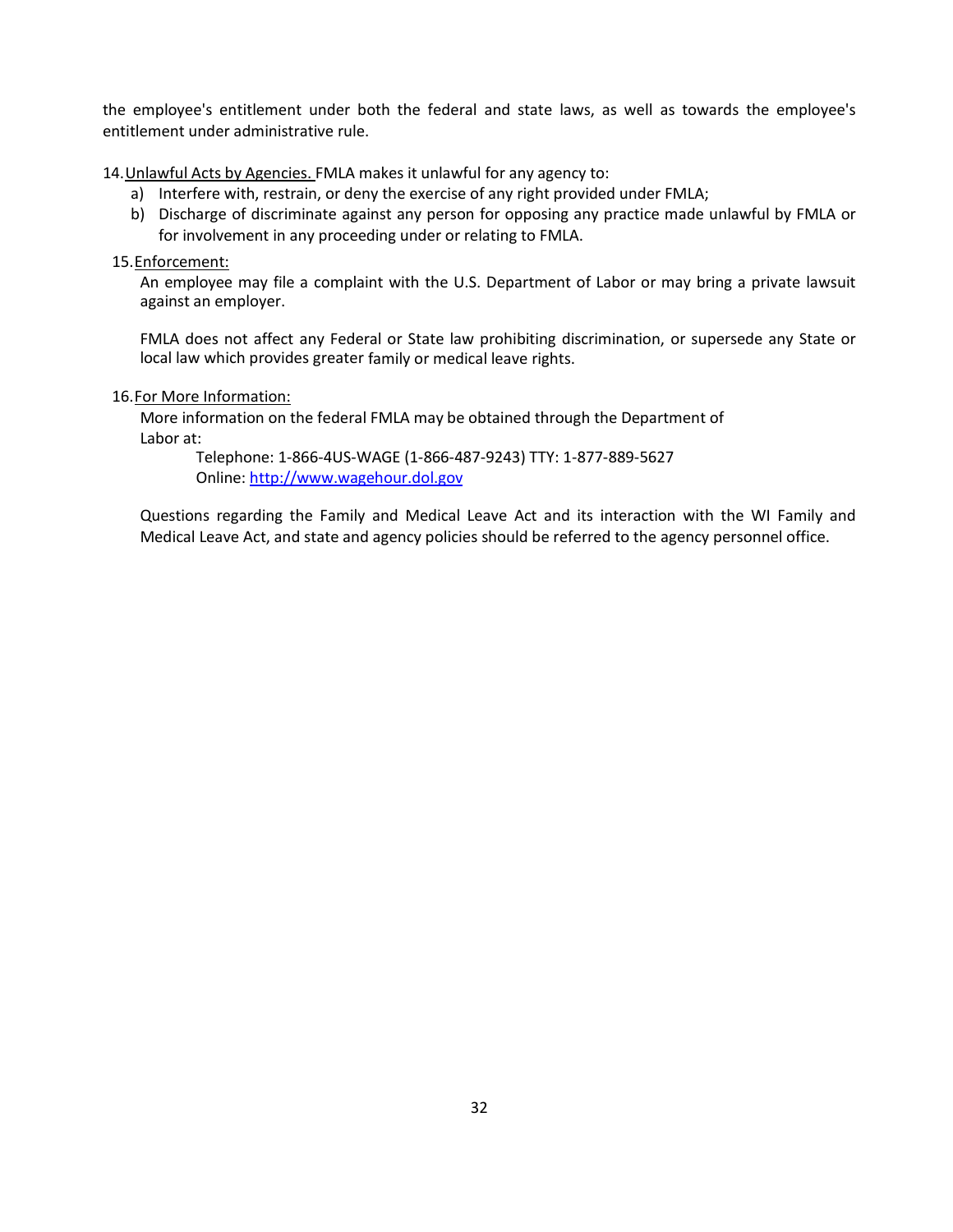the employee's entitlement under both the federal and state laws, as well as towards the employee's entitlement under administrative rule.

14. Unlawful Acts by Agencies. FMLA makes it unlawful for any agency to:

   a) Interfere with, restrain, or deny the exercise of any right provided under FMLA;
   b) Discharge of discriminate against any person for opposing any practice made unlawful by FMLA or for involvement in any proceeding under or relating to FMLA.

15. Enforcement:

   An employee may file a complaint with the U.S. Department of Labor or may bring a private lawsuit against an employer.

   FMLA does not affect any Federal or State law prohibiting discrimination, or supersede any State or local law which provides greater family or medical leave rights.

16. For More Information:

   More information on the federal FMLA may be obtained through the Department of Labor at:

   Telephone: 1-866-4US-WAGE (1-866-487-9243) TTY: 1-877-889-5627
   Online: [http://www.wagehour.dol.gov](http://www.wagehour.dol.gov)

   Questions regarding the Family and Medical Leave Act and its interaction with the WI Family and Medical Leave Act, and state and agency policies should be referred to the agency personnel office.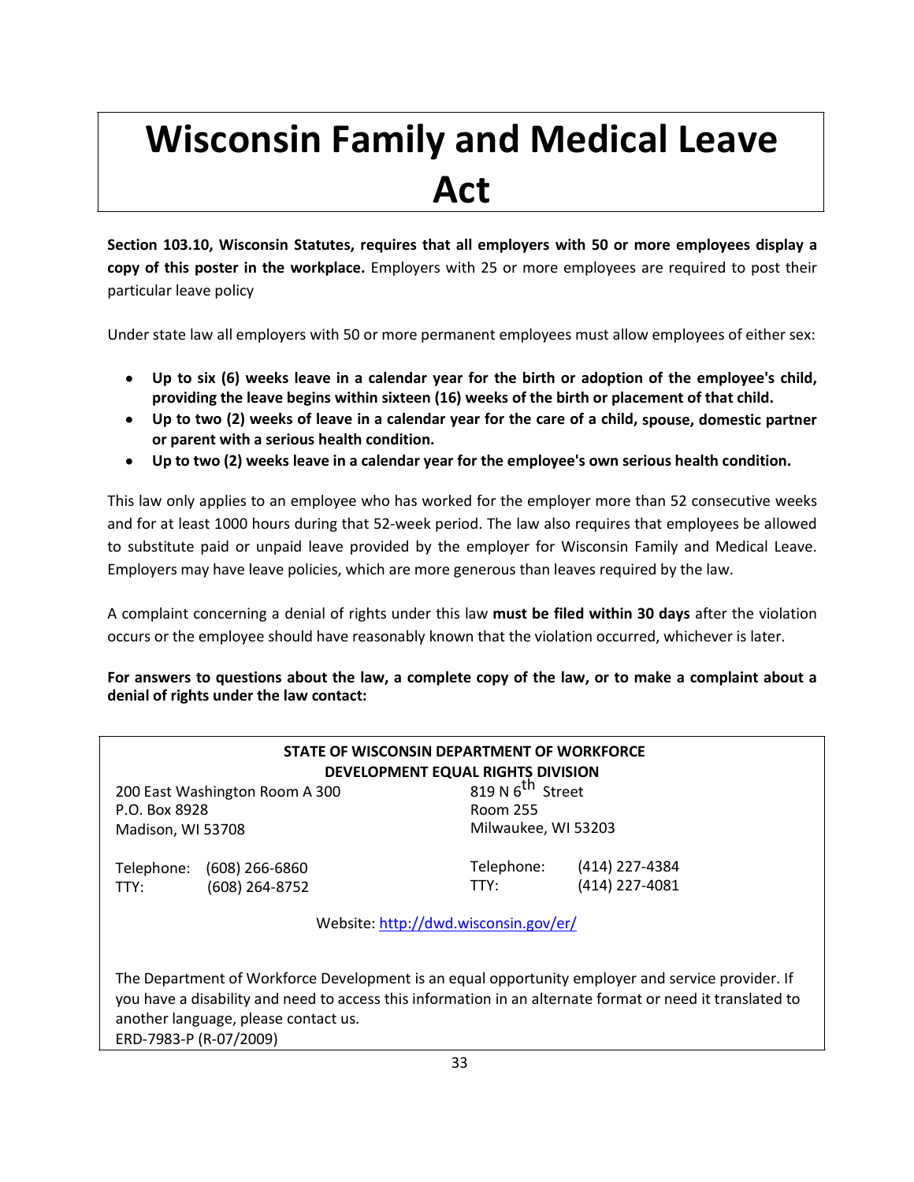# Wisconsin Family and Medical Leave Act

**Section 103.10, Wisconsin Statutes, requires that all employers with 50 or more employees display a copy of this poster in the workplace.** Employers with 25 or more employees are required to post their particular leave policy

Under state law all employers with 50 or more permanent employees must allow employees of either sex:

- **Up to six (6) weeks leave in a calendar year for the birth or adoption of the employee's child, providing the leave begins within sixteen (16) weeks of the birth or placement of that child.**
- **Up to two (2) weeks of leave in a calendar year for the care of a child, spouse, domestic partner or parent with a serious health condition.**
- **Up to two (2) weeks leave in a calendar year for the employee's own serious health condition.**

This law only applies to an employee who has worked for the employer more than 52 consecutive weeks and for at least 1000 hours during that 52-week period. The law also requires that employees be allowed to substitute paid or unpaid leave provided by the employer for Wisconsin Family and Medical Leave. Employers may have leave policies, which are more generous than leaves required by the law.

A complaint concerning a denial of rights under this law **must be filed within 30 days** after the violation occurs or the employee should have reasonably known that the violation occurred, whichever is later.

**For answers to questions about the law, a complete copy of the law, or to make a complaint about a denial of rights under the law contact:**

**STATE OF WISCONSIN DEPARTMENT OF WORKFORCE DEVELOPMENT EQUAL RIGHTS DIVISION**

200 East Washington Room A 300
P.O. Box 8928
Madison, WI 53708

Telephone: (608) 266-6860
TTY: (608) 264-8752

819 N 6th Street
Room 255
Milwaukee, WI 53203

Telephone: (414) 227-4384
TTY: (414) 227-4081

Website: http://dwd.wisconsin.gov/er/

The Department of Workforce Development is an equal opportunity employer and service provider. If you have a disability and need to access this information in an alternate format or need it translated to another language, please contact us.
ERD-7983-P (R-07/2009)